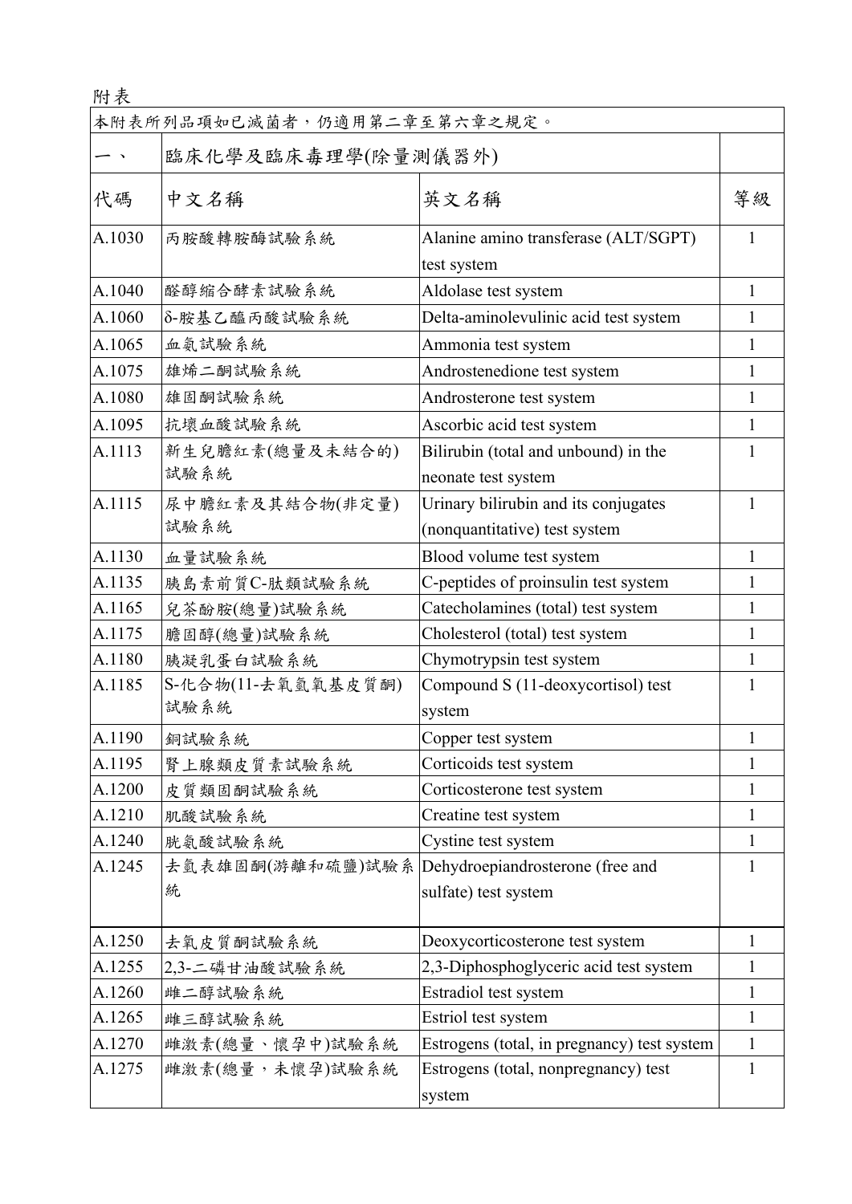附表

| 本附表所列品項如已滅菌者，仍適用第二章至第六章之規定。 | | | |
|---|---|---|---|
| 一、 | 臨床化學及臨床毒理學(除量測儀器外) | | |
| 代碼 | 中文名稱 | 英文名稱 | 等級 |
| A.1030 | 丙胺酸轉胺酶試驗系統 | Alanine amino transferase (ALT/SGPT) test system | 1 |
| A.1040 | 醛醇縮合酵素試驗系統 | Aldolase test system | 1 |
| A.1060 | δ-胺基乙醯丙酸試驗系統 | Delta-aminolevulinic acid test system | 1 |
| A.1065 | 血氨試驗系統 | Ammonia test system | 1 |
| A.1075 | 雄烯二酮試驗系統 | Androstenedione test system | 1 |
| A.1080 | 雄固酮試驗系統 | Androsterone test system | 1 |
| A.1095 | 抗壞血酸試驗系統 | Ascorbic acid test system | 1 |
| A.1113 | 新生兒膽紅素(總量及未結合的)試驗系統 | Bilirubin (total and unbound) in the neonate test system | 1 |
| A.1115 | 尿中膽紅素及其結合物(非定量)試驗系統 | Urinary bilirubin and its conjugates (nonquantitative) test system | 1 |
| A.1130 | 血量試驗系統 | Blood volume test system | 1 |
| A.1135 | 胰島素前質C-肽類試驗系統 | C-peptides of proinsulin test system | 1 |
| A.1165 | 兒茶酚胺(總量)試驗系統 | Catecholamines (total) test system | 1 |
| A.1175 | 膽固醇(總量)試驗系統 | Cholesterol (total) test system | 1 |
| A.1180 | 胰凝乳蛋白試驗系統 | Chymotrypsin test system | 1 |
| A.1185 | S-化合物(11-去氧氫氧基皮質酮)試驗系統 | Compound S (11-deoxycortisol) test system | 1 |
| A.1190 | 銅試驗系統 | Copper test system | 1 |
| A.1195 | 腎上腺類皮質素試驗系統 | Corticoids test system | 1 |
| A.1200 | 皮質類固酮試驗系統 | Corticosterone test system | 1 |
| A.1210 | 肌酸試驗系統 | Creatine test system | 1 |
| A.1240 | 胱氨酸試驗系統 | Cystine test system | 1 |
| A.1245 | 去氫表雄固酮(游離和硫鹽)試驗系統 | Dehydroepiandrosterone (free and sulfate) test system | 1 |
| A.1250 | 去氧皮質酮試驗系統 | Deoxycorticosterone test system | 1 |
| A.1255 | 2,3-二磷甘油酸試驗系統 | 2,3-Diphosphoglyceric acid test system | 1 |
| A.1260 | 雌二醇試驗系統 | Estradiol test system | 1 |
| A.1265 | 雌三醇試驗系統 | Estriol test system | 1 |
| A.1270 | 雌激素(總量、懷孕中)試驗系統 | Estrogens (total, in pregnancy) test system | 1 |
| A.1275 | 雌激素(總量，未懷孕)試驗系統 | Estrogens (total, nonpregnancy) test system | 1 |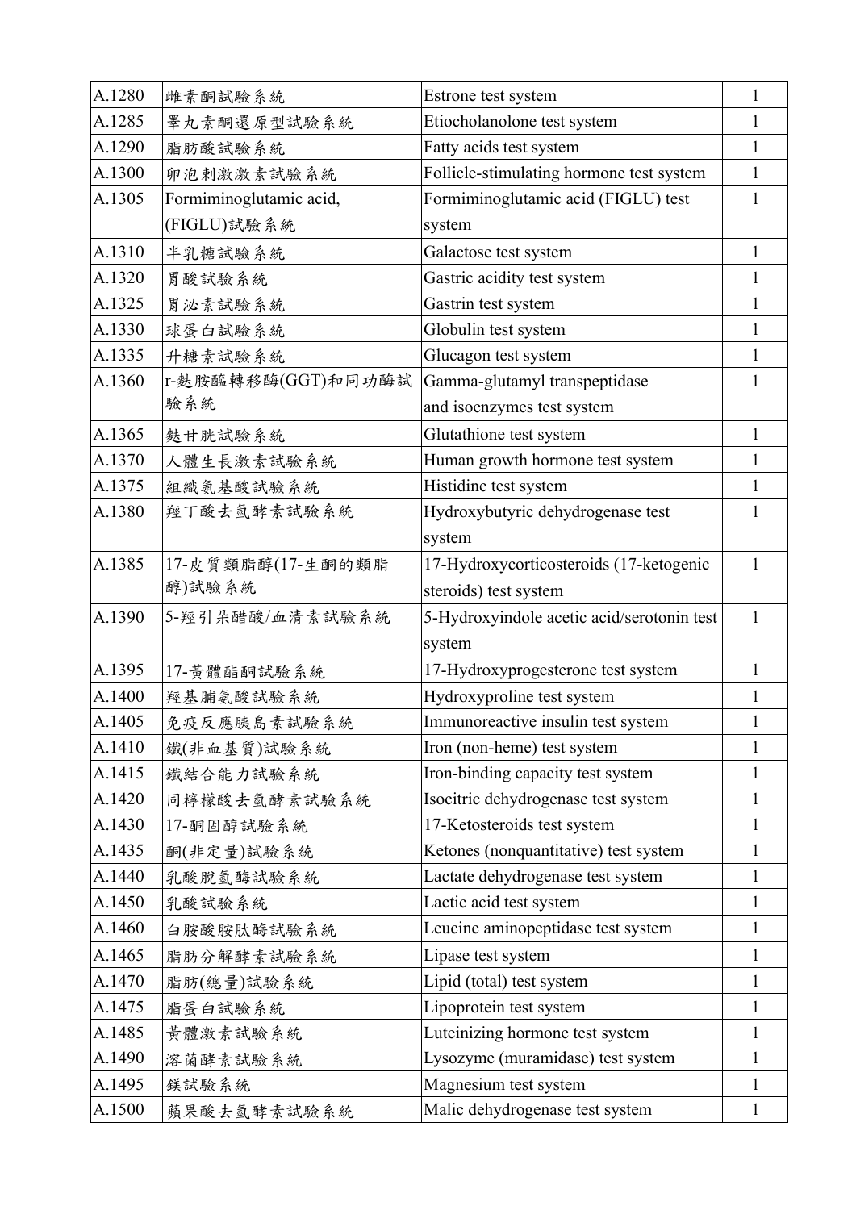| A.1280 | 雌素酮試驗系統 | Estrone test system | 1 |
|---|---|---|---|
| A.1285 | 睪丸素酮還原型試驗系統 | Etiocholanolone test system | 1 |
| A.1290 | 脂肪酸試驗系統 | Fatty acids test system | 1 |
| A.1300 | 卵泡刺激激素試驗系統 | Follicle-stimulating hormone test system | 1 |
| A.1305 | Formiminoglutamic acid, (FIGLU)試驗系統 | Formiminoglutamic acid (FIGLU) test system | 1 |
| A.1310 | 半乳糖試驗系統 | Galactose test system | 1 |
| A.1320 | 胃酸試驗系統 | Gastric acidity test system | 1 |
| A.1325 | 胃泌素試驗系統 | Gastrin test system | 1 |
| A.1330 | 球蛋白試驗系統 | Globulin test system | 1 |
| A.1335 | 升糖素試驗系統 | Glucagon test system | 1 |
| A.1360 | r-麩胺醯轉移酶(GGT)和同功酶試驗系統 | Gamma-glutamyl transpeptidase and isoenzymes test system | 1 |
| A.1365 | 麩甘胱試驗系統 | Glutathione test system | 1 |
| A.1370 | 人體生長激素試驗系統 | Human growth hormone test system | 1 |
| A.1375 | 組織氨基酸試驗系統 | Histidine test system | 1 |
| A.1380 | 羥丁酸去氫酵素試驗系統 | Hydroxybutyric dehydrogenase test system | 1 |
| A.1385 | 17-皮質類脂醇(17-生酮的類脂醇)試驗系統 | 17-Hydroxycorticosteroids (17-ketogenic steroids) test system | 1 |
| A.1390 | 5-羥引朵醋酸/血清素試驗系統 | 5-Hydroxyindole acetic acid/serotonin test system | 1 |
| A.1395 | 17-黃體酯酮試驗系統 | 17-Hydroxyprogesterone test system | 1 |
| A.1400 | 羥基脯氨酸試驗系統 | Hydroxyproline test system | 1 |
| A.1405 | 免疫反應胰島素試驗系統 | Immunoreactive insulin test system | 1 |
| A.1410 | 鐵(非血基質)試驗系統 | Iron (non-heme) test system | 1 |
| A.1415 | 鐵結合能力試驗系統 | Iron-binding capacity test system | 1 |
| A.1420 | 同檸檬酸去氫酵素試驗系統 | Isocitric dehydrogenase test system | 1 |
| A.1430 | 17-酮固醇試驗系統 | 17-Ketosteroids test system | 1 |
| A.1435 | 酮(非定量)試驗系統 | Ketones (nonquantitative) test system | 1 |
| A.1440 | 乳酸脫氫酶試驗系統 | Lactate dehydrogenase test system | 1 |
| A.1450 | 乳酸試驗系統 | Lactic acid test system | 1 |
| A.1460 | 白胺酸胺肽酶試驗系統 | Leucine aminopeptidase test system | 1 |
| A.1465 | 脂肪分解酵素試驗系統 | Lipase test system | 1 |
| A.1470 | 脂肪(總量)試驗系統 | Lipid (total) test system | 1 |
| A.1475 | 脂蛋白試驗系統 | Lipoprotein test system | 1 |
| A.1485 | 黃體激素試驗系統 | Luteinizing hormone test system | 1 |
| A.1490 | 溶菌酵素試驗系統 | Lysozyme (muramidase) test system | 1 |
| A.1495 | 鎂試驗系統 | Magnesium test system | 1 |
| A.1500 | 蘋果酸去氫酵素試驗系統 | Malic dehydrogenase test system | 1 |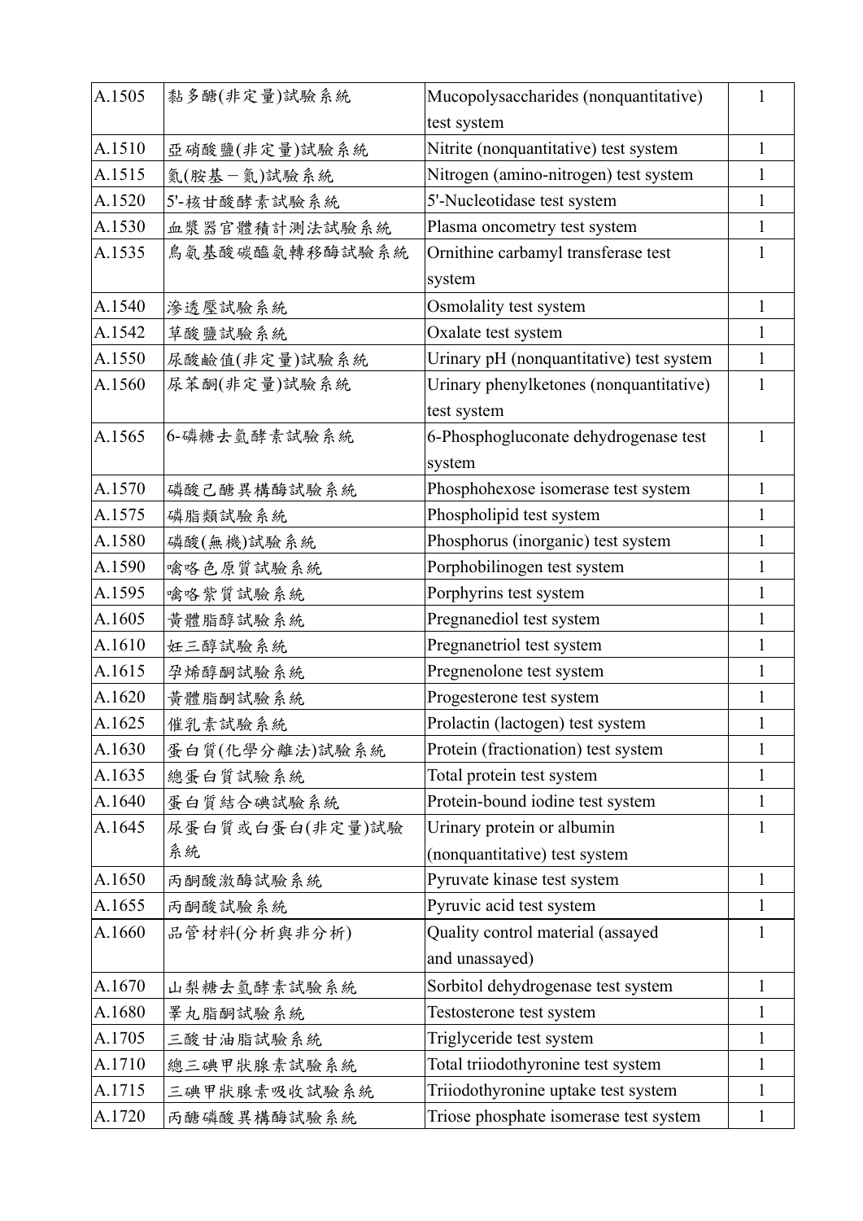| A.1505 | 黏多醣(非定量)試驗系統 | Mucopolysaccharides (nonquantitative) test system | 1 |
|---|---|---|---|
| A.1510 | 亞硝酸鹽(非定量)試驗系統 | Nitrite (nonquantitative) test system | 1 |
| A.1515 | 氮(胺基－氮)試驗系統 | Nitrogen (amino-nitrogen) test system | 1 |
| A.1520 | 5'-核甘酸酵素試驗系統 | 5'-Nucleotidase test system | 1 |
| A.1530 | 血漿器官體積計測法試驗系統 | Plasma oncometry test system | 1 |
| A.1535 | 鳥氨基酸碳醯氨轉移酶試驗系統 | Ornithine carbamyl transferase test system | 1 |
| A.1540 | 滲透壓試驗系統 | Osmolality test system | 1 |
| A.1542 | 草酸鹽試驗系統 | Oxalate test system | 1 |
| A.1550 | 尿酸鹼值(非定量)試驗系統 | Urinary pH (nonquantitative) test system | 1 |
| A.1560 | 尿苯酮(非定量)試驗系統 | Urinary phenylketones (nonquantitative) test system | 1 |
| A.1565 | 6-磷糖去氫酵素試驗系統 | 6-Phosphogluconate dehydrogenase test system | 1 |
| A.1570 | 磷酸己醣異構酶試驗系統 | Phosphohexose isomerase test system | 1 |
| A.1575 | 磷脂類試驗系統 | Phospholipid test system | 1 |
| A.1580 | 磷酸(無機)試驗系統 | Phosphorus (inorganic) test system | 1 |
| A.1590 | 噙咯色原質試驗系統 | Porphobilinogen test system | 1 |
| A.1595 | 噙咯紫質試驗系統 | Porphyrins test system | 1 |
| A.1605 | 黃體脂醇試驗系統 | Pregnanediol test system | 1 |
| A.1610 | 妊三醇試驗系統 | Pregnanetriol test system | 1 |
| A.1615 | 孕烯醇酮試驗系統 | Pregnenolone test system | 1 |
| A.1620 | 黃體脂酮試驗系統 | Progesterone test system | 1 |
| A.1625 | 催乳素試驗系統 | Prolactin (lactogen) test system | 1 |
| A.1630 | 蛋白質(化學分離法)試驗系統 | Protein (fractionation) test system | 1 |
| A.1635 | 總蛋白質試驗系統 | Total protein test system | 1 |
| A.1640 | 蛋白質結合碘試驗系統 | Protein-bound iodine test system | 1 |
| A.1645 | 尿蛋白質或白蛋白(非定量)試驗系統 | Urinary protein or albumin (nonquantitative) test system | 1 |
| A.1650 | 丙酮酸激酶試驗系統 | Pyruvate kinase test system | 1 |
| A.1655 | 丙酮酸試驗系統 | Pyruvic acid test system | 1 |
| A.1660 | 品管材料(分析與非分析) | Quality control material (assayed and unassayed) | 1 |
| A.1670 | 山梨糖去氫酵素試驗系統 | Sorbitol dehydrogenase test system | 1 |
| A.1680 | 睪丸脂酮試驗系統 | Testosterone test system | 1 |
| A.1705 | 三酸甘油脂試驗系統 | Triglyceride test system | 1 |
| A.1710 | 總三碘甲狀腺素試驗系統 | Total triiodothyronine test system | 1 |
| A.1715 | 三碘甲狀腺素吸收試驗系統 | Triiodothyronine uptake test system | 1 |
| A.1720 | 丙醣磷酸異構酶試驗系統 | Triose phosphate isomerase test system | 1 |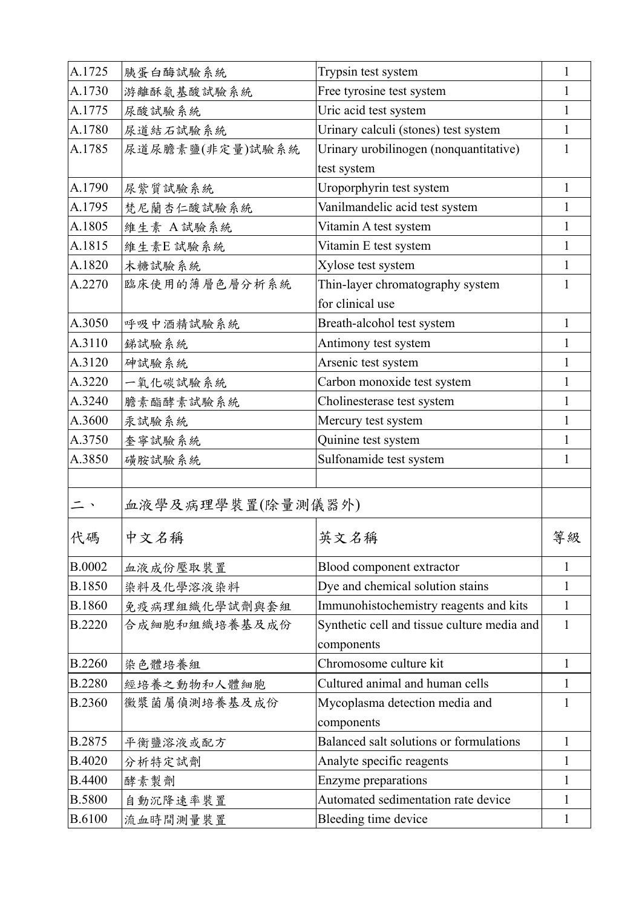| A.1725 | 胰蛋白酶試驗系統 | Trypsin test system | 1 |
|---|---|---|---|
| A.1730 | 游離酥氨基酸試驗系統 | Free tyrosine test system | 1 |
| A.1775 | 尿酸試驗系統 | Uric acid test system | 1 |
| A.1780 | 尿道結石試驗系統 | Urinary calculi (stones) test system | 1 |
| A.1785 | 尿道尿膽素鹽(非定量)試驗系統 | Urinary urobilinogen (nonquantitative) test system | 1 |
| A.1790 | 尿紫質試驗系統 | Uroporphyrin test system | 1 |
| A.1795 | 梵尼蘭杏仁酸試驗系統 | Vanilmandelic acid test system | 1 |
| A.1805 | 維生素 A試驗系統 | Vitamin A test system | 1 |
| A.1815 | 維生素E 試驗系統 | Vitamin E test system | 1 |
| A.1820 | 木糖試驗系統 | Xylose test system | 1 |
| A.2270 | 臨床使用的薄層色層分析系統 | Thin-layer chromatography system for clinical use | 1 |
| A.3050 | 呼吸中酒精試驗系統 | Breath-alcohol test system | 1 |
| A.3110 | 銻試驗系統 | Antimony test system | 1 |
| A.3120 | 砷試驗系統 | Arsenic test system | 1 |
| A.3220 | 一氧化碳試驗系統 | Carbon monoxide test system | 1 |
| A.3240 | 膽素酯酵素試驗系統 | Cholinesterase test system | 1 |
| A.3600 | 汞試驗系統 | Mercury test system | 1 |
| A.3750 | 奎寧試驗系統 | Quinine test system | 1 |
| A.3850 | 磺胺試驗系統 | Sulfonamide test system | 1 |
| | | | |
| 二、 | 血液學及病理學裝置(除量測儀器外) | | |
| 代碼 | 中文名稱 | 英文名稱 | 等級 |
| B.0002 | 血液成份壓取裝置 | Blood component extractor | 1 |
| B.1850 | 染料及化學溶液染料 | Dye and chemical solution stains | 1 |
| B.1860 | 免疫病理組織化學試劑與套組 | Immunohistochemistry reagents and kits | 1 |
| B.2220 | 合成細胞和組織培養基及成份 | Synthetic cell and tissue culture media and components | 1 |
| B.2260 | 染色體培養組 | Chromosome culture kit | 1 |
| B.2280 | 經培養之動物和人體細胞 | Cultured animal and human cells | 1 |
| B.2360 | 黴漿菌屬偵測培養基及成份 | Mycoplasma detection media and components | 1 |
| B.2875 | 平衡鹽溶液或配方 | Balanced salt solutions or formulations | 1 |
| B.4020 | 分析特定試劑 | Analyte specific reagents | 1 |
| B.4400 | 酵素製劑 | Enzyme preparations | 1 |
| B.5800 | 自動沉降速率裝置 | Automated sedimentation rate device | 1 |
| B.6100 | 流血時間測量裝置 | Bleeding time device | 1 |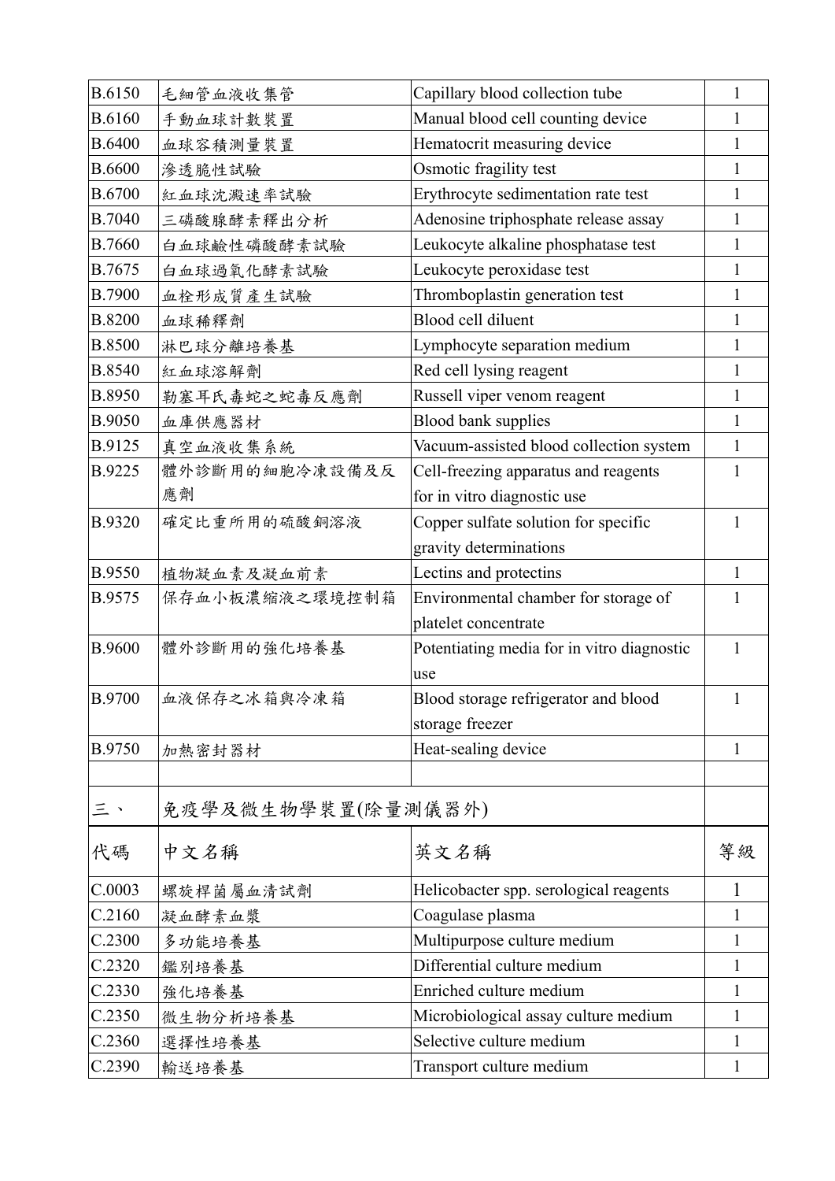| B.6150 | 毛細管血液收集管 | Capillary blood collection tube | 1 |
|---|---|---|---|
| B.6160 | 手動血球計數裝置 | Manual blood cell counting device | 1 |
| B.6400 | 血球容積測量裝置 | Hematocrit measuring device | 1 |
| B.6600 | 滲透脆性試驗 | Osmotic fragility test | 1 |
| B.6700 | 紅血球沈澱速率試驗 | Erythrocyte sedimentation rate test | 1 |
| B.7040 | 三磷酸腺酵素釋出分析 | Adenosine triphosphate release assay | 1 |
| B.7660 | 白血球鹼性磷酸酵素試驗 | Leukocyte alkaline phosphatase test | 1 |
| B.7675 | 白血球過氧化酵素試驗 | Leukocyte peroxidase test | 1 |
| B.7900 | 血栓形成質產生試驗 | Thromboplastin generation test | 1 |
| B.8200 | 血球稀釋劑 | Blood cell diluent | 1 |
| B.8500 | 淋巴球分離培養基 | Lymphocyte separation medium | 1 |
| B.8540 | 紅血球溶解劑 | Red cell lysing reagent | 1 |
| B.8950 | 勒塞耳氏毒蛇之蛇毒反應劑 | Russell viper venom reagent | 1 |
| B.9050 | 血庫供應器材 | Blood bank supplies | 1 |
| B.9125 | 真空血液收集系統 | Vacuum-assisted blood collection system | 1 |
| B.9225 | 體外診斷用的細胞冷凍設備及反應劑 | Cell-freezing apparatus and reagents for in vitro diagnostic use | 1 |
| B.9320 | 確定比重所用的硫酸銅溶液 | Copper sulfate solution for specific gravity determinations | 1 |
| B.9550 | 植物凝血素及凝血前素 | Lectins and protectins | 1 |
| B.9575 | 保存血小板濃縮液之環境控制箱 | Environmental chamber for storage of platelet concentrate | 1 |
| B.9600 | 體外診斷用的強化培養基 | Potentiating media for in vitro diagnostic use | 1 |
| B.9700 | 血液保存之冰箱與冷凍箱 | Blood storage refrigerator and blood storage freezer | 1 |
| B.9750 | 加熱密封器材 | Heat-sealing device | 1 |
| | | | |
| 三、 | 免疫學及微生物學裝置(除量測儀器外) | | |
| 代碼 | 中文名稱 | 英文名稱 | 等級 |
| C.0003 | 螺旋桿菌屬血清試劑 | Helicobacter spp. serological reagents | 1 |
| C.2160 | 凝血酵素血漿 | Coagulase plasma | 1 |
| C.2300 | 多功能培養基 | Multipurpose culture medium | 1 |
| C.2320 | 鑑別培養基 | Differential culture medium | 1 |
| C.2330 | 強化培養基 | Enriched culture medium | 1 |
| C.2350 | 微生物分析培養基 | Microbiological assay culture medium | 1 |
| C.2360 | 選擇性培養基 | Selective culture medium | 1 |
| C.2390 | 輸送培養基 | Transport culture medium | 1 |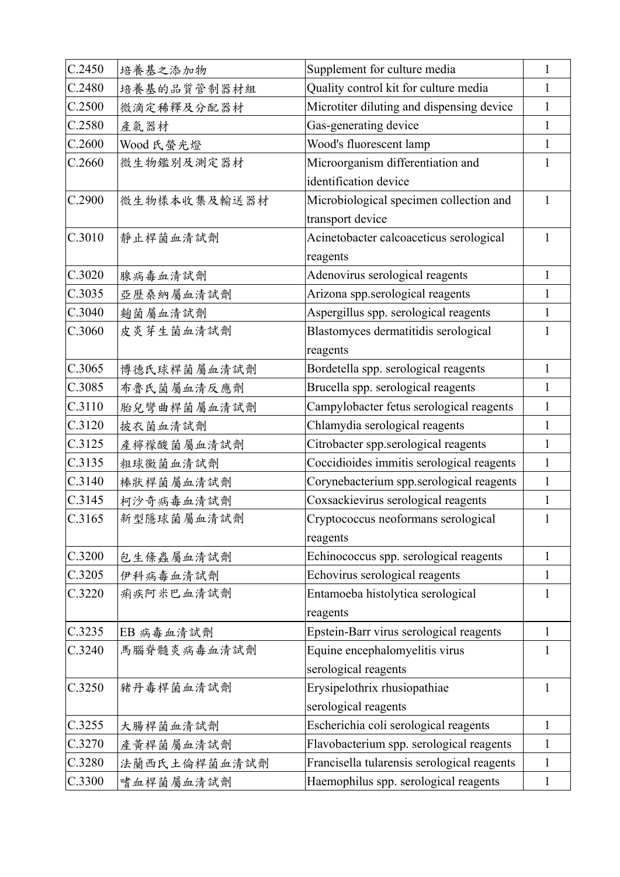| C.2450 | 培養基之添加物 | Supplement for culture media | 1 |
|---|---|---|---|
| C.2480 | 培養基的品質管制器材組 | Quality control kit for culture media | 1 |
| C.2500 | 微滴定稀釋及分配器材 | Microtiter diluting and dispensing device | 1 |
| C.2580 | 產氣器材 | Gas-generating device | 1 |
| C.2600 | Wood 氏螢光燈 | Wood's fluorescent lamp | 1 |
| C.2660 | 微生物鑑別及測定器材 | Microorganism differentiation and identification device | 1 |
| C.2900 | 微生物樣本收集及輸送器材 | Microbiological specimen collection and transport device | 1 |
| C.3010 | 靜止桿菌血清試劑 | Acinetobacter calcoaceticus serological reagents | 1 |
| C.3020 | 腺病毒血清試劑 | Adenovirus serological reagents | 1 |
| C.3035 | 亞歷桑納屬血清試劑 | Arizona spp.serological reagents | 1 |
| C.3040 | 麴菌屬血清試劑 | Aspergillus spp. serological reagents | 1 |
| C.3060 | 皮炎芽生菌血清試劑 | Blastomyces dermatitidis serological reagents | 1 |
| C.3065 | 博德氏球桿菌屬血清試劑 | Bordetella spp. serological reagents | 1 |
| C.3085 | 布魯氏菌屬血清反應劑 | Brucella spp. serological reagents | 1 |
| C.3110 | 胎兒彎曲桿菌屬血清試劑 | Campylobacter fetus serological reagents | 1 |
| C.3120 | 披衣菌血清試劑 | Chlamydia serological reagents | 1 |
| C.3125 | 產檸檬酸菌屬血清試劑 | Citrobacter spp.serological reagents | 1 |
| C.3135 | 粗球黴菌血清試劑 | Coccidioides immitis serological reagents | 1 |
| C.3140 | 棒狀桿菌屬血清試劑 | Corynebacterium spp.serological reagents | 1 |
| C.3145 | 柯沙奇病毒血清試劑 | Coxsackievirus serological reagents | 1 |
| C.3165 | 新型隱球菌屬血清試劑 | Cryptococcus neoformans serological reagents | 1 |
| C.3200 | 包生條蟲屬血清試劑 | Echinococcus spp. serological reagents | 1 |
| C.3205 | 伊科病毒血清試劑 | Echovirus serological reagents | 1 |
| C.3220 | 痢疾阿米巴血清試劑 | Entamoeba histolytica serological reagents | 1 |
| C.3235 | EB 病毒血清試劑 | Epstein-Barr virus serological reagents | 1 |
| C.3240 | 馬腦脊髓炎病毒血清試劑 | Equine encephalomyelitis virus serological reagents | 1 |
| C.3250 | 豬丹毒桿菌血清試劑 | Erysipelothrix rhusiopathiae serological reagents | 1 |
| C.3255 | 大腸桿菌血清試劑 | Escherichia coli serological reagents | 1 |
| C.3270 | 產黃桿菌屬血清試劑 | Flavobacterium spp. serological reagents | 1 |
| C.3280 | 法蘭西氏土倫桿菌血清試劑 | Francisella tularensis serological reagents | 1 |
| C.3300 | 嗜血桿菌屬血清試劑 | Haemophilus spp. serological reagents | 1 |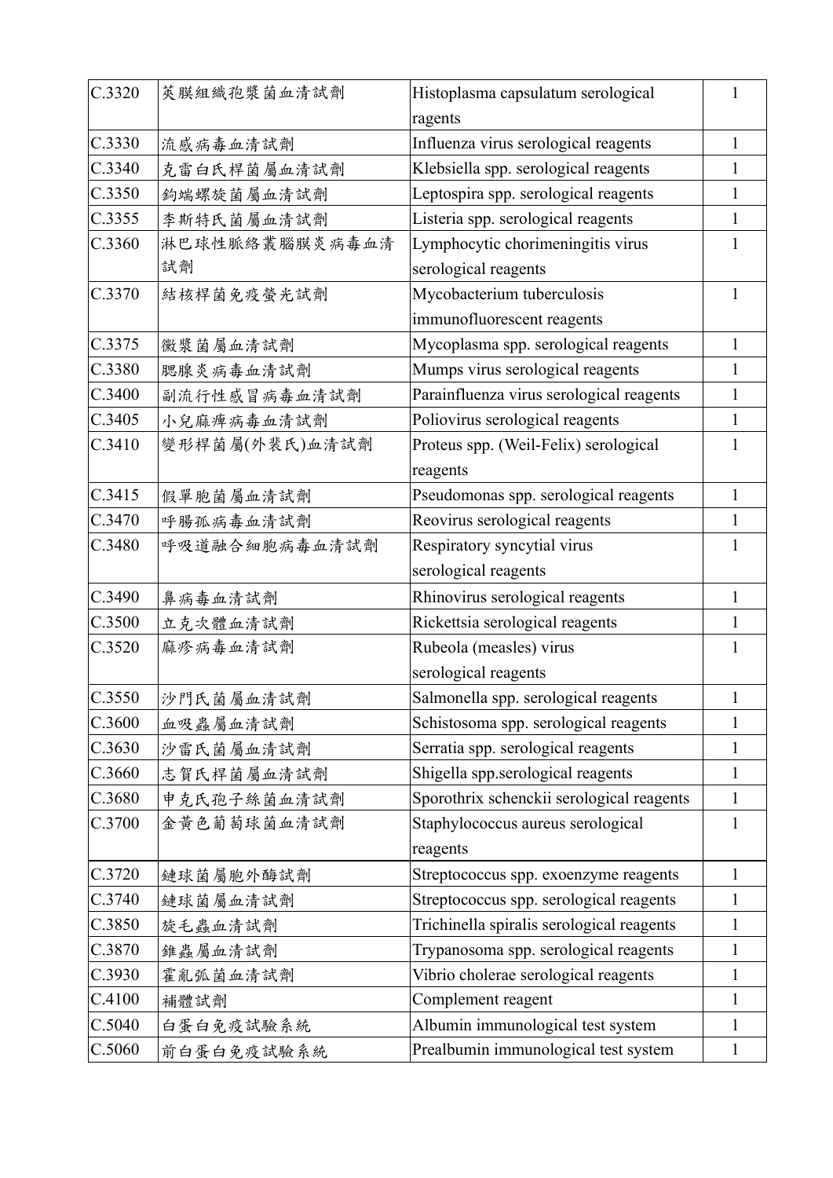| C.3320 | 莢膜組織孢漿菌血清試劑 | Histoplasma capsulatum serological ragents | 1 |
|---|---|---|---|
| C.3330 | 流感病毒血清試劑 | Influenza virus serological reagents | 1 |
| C.3340 | 克雷白氏桿菌屬血清試劑 | Klebsiella spp. serological reagents | 1 |
| C.3350 | 鉤端螺旋菌屬血清試劑 | Leptospira spp. serological reagents | 1 |
| C.3355 | 李斯特氏菌屬血清試劑 | Listeria spp. serological reagents | 1 |
| C.3360 | 淋巴球性脈絡叢腦膜炎病毒血清試劑 | Lymphocytic chorimeningitis virus serological reagents | 1 |
| C.3370 | 結核桿菌免疫螢光試劑 | Mycobacterium tuberculosis immunofluorescent reagents | 1 |
| C.3375 | 黴漿菌屬血清試劑 | Mycoplasma spp. serological reagents | 1 |
| C.3380 | 腮腺炎病毒血清試劑 | Mumps virus serological reagents | 1 |
| C.3400 | 副流行性感冒病毒血清試劑 | Parainfluenza virus serological reagents | 1 |
| C.3405 | 小兒麻痺病毒血清試劑 | Poliovirus serological reagents | 1 |
| C.3410 | 變形桿菌屬(外裴氏)血清試劑 | Proteus spp. (Weil-Felix) serological reagents | 1 |
| C.3415 | 假單胞菌屬血清試劑 | Pseudomonas spp. serological reagents | 1 |
| C.3470 | 呼腸孤病毒血清試劑 | Reovirus serological reagents | 1 |
| C.3480 | 呼吸道融合細胞病毒血清試劑 | Respiratory syncytial virus serological reagents | 1 |
| C.3490 | 鼻病毒血清試劑 | Rhinovirus serological reagents | 1 |
| C.3500 | 立克次體血清試劑 | Rickettsia serological reagents | 1 |
| C.3520 | 麻疹病毒血清試劑 | Rubeola (measles) virus serological reagents | 1 |
| C.3550 | 沙門氏菌屬血清試劑 | Salmonella spp. serological reagents | 1 |
| C.3600 | 血吸蟲屬血清試劑 | Schistosoma spp. serological reagents | 1 |
| C.3630 | 沙雷氏菌屬血清試劑 | Serratia spp. serological reagents | 1 |
| C.3660 | 志賀氏桿菌屬血清試劑 | Shigella spp.serological reagents | 1 |
| C.3680 | 申克氏孢子絲菌血清試劑 | Sporothrix schenckii serological reagents | 1 |
| C.3700 | 金黃色葡萄球菌血清試劑 | Staphylococcus aureus serological reagents | 1 |
| C.3720 | 鏈球菌屬胞外酶試劑 | Streptococcus spp. exoenzyme reagents | 1 |
| C.3740 | 鏈球菌屬血清試劑 | Streptococcus spp. serological reagents | 1 |
| C.3850 | 旋毛蟲血清試劑 | Trichinella spiralis serological reagents | 1 |
| C.3870 | 錐蟲屬血清試劑 | Trypanosoma spp. serological reagents | 1 |
| C.3930 | 霍亂弧菌血清試劑 | Vibrio cholerae serological reagents | 1 |
| C.4100 | 補體試劑 | Complement reagent | 1 |
| C.5040 | 白蛋白免疫試驗系統 | Albumin immunological test system | 1 |
| C.5060 | 前白蛋白免疫試驗系統 | Prealbumin immunological test system | 1 |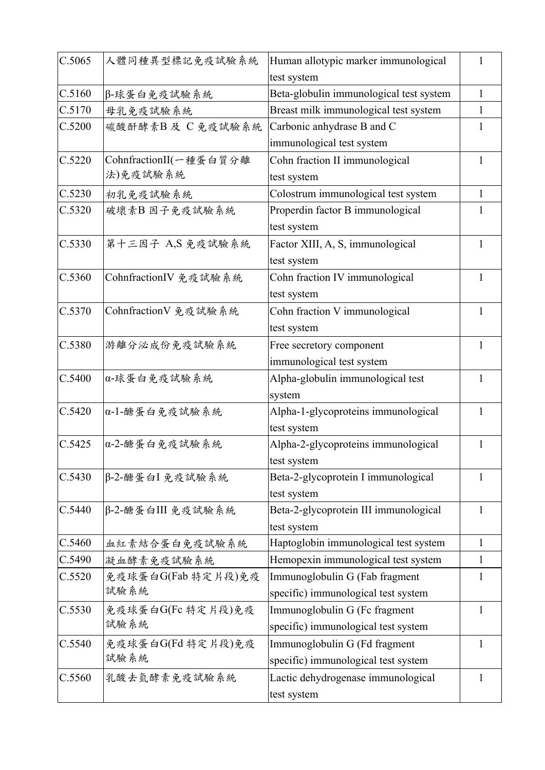| C.5065 | 人體同種異型標記免疫試驗系統 | Human allotypic marker immunological test system | 1 |
|---|---|---|---|
| C.5160 | β-球蛋白免疫試驗系統 | Beta-globulin immunological test system | 1 |
| C.5170 | 母乳免疫試驗系統 | Breast milk immunological test system | 1 |
| C.5200 | 碳酸酐酵素B 及 C 免疫試驗系統 | Carbonic anhydrase B and C immunological test system | 1 |
| C.5220 | CohnfractionII(一種蛋白質分離法)免疫試驗系統 | Cohn fraction II immunological test system | 1 |
| C.5230 | 初乳免疫試驗系統 | Colostrum immunological test system | 1 |
| C.5320 | 破壞素B 因子免疫試驗系統 | Properdin factor B immunological test system | 1 |
| C.5330 | 第十三因子 A,S 免疫試驗系統 | Factor XIII, A, S, immunological test system | 1 |
| C.5360 | CohnfractionIV 免疫試驗系統 | Cohn fraction IV immunological test system | 1 |
| C.5370 | CohnfractionV 免疫試驗系統 | Cohn fraction V immunological test system | 1 |
| C.5380 | 游離分泌成份免疫試驗系統 | Free secretory component immunological test system | 1 |
| C.5400 | α-球蛋白免疫試驗系統 | Alpha-globulin immunological test system | 1 |
| C.5420 | α-1-醣蛋白免疫試驗系統 | Alpha-1-glycoproteins immunological test system | 1 |
| C.5425 | α-2-醣蛋白免疫試驗系統 | Alpha-2-glycoproteins immunological test system | 1 |
| C.5430 | β-2-醣蛋白I 免疫試驗系統 | Beta-2-glycoprotein I immunological test system | 1 |
| C.5440 | β-2-醣蛋白III 免疫試驗系統 | Beta-2-glycoprotein III immunological test system | 1 |
| C.5460 | 血紅素結合蛋白免疫試驗系統 | Haptoglobin immunological test system | 1 |
| C.5490 | 凝血酵素免疫試驗系統 | Hemopexin immunological test system | 1 |
| C.5520 | 免疫球蛋白G(Fab 特定片段)免疫試驗系統 | Immunoglobulin G (Fab fragment specific) immunological test system | 1 |
| C.5530 | 免疫球蛋白G(Fc 特定片段)免疫試驗系統 | Immunoglobulin G (Fc fragment specific) immunological test system | 1 |
| C.5540 | 免疫球蛋白G(Fd 特定片段)免疫試驗系統 | Immunoglobulin G (Fd fragment specific) immunological test system | 1 |
| C.5560 | 乳酸去氫酵素免疫試驗系統 | Lactic dehydrogenase immunological test system | 1 |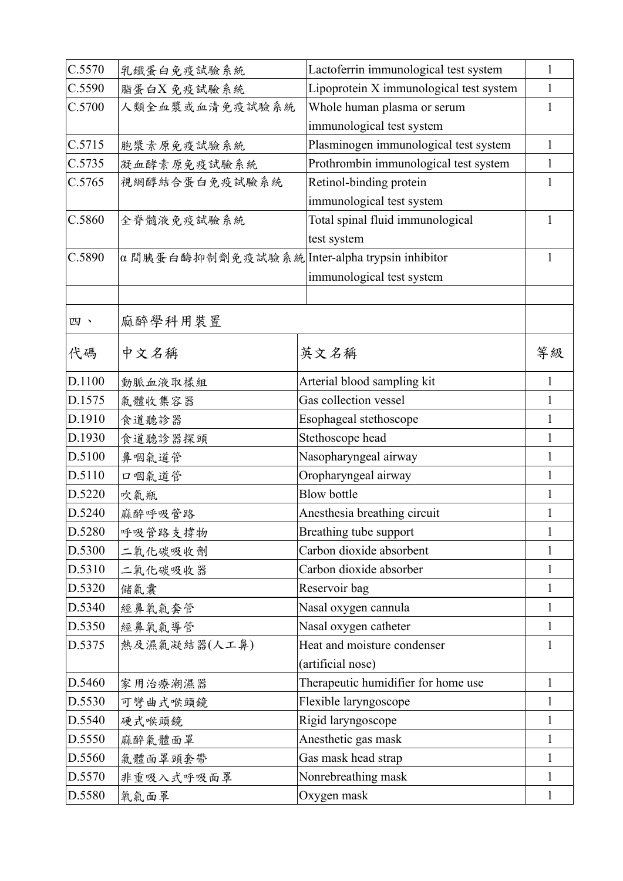| C.5570 | 乳鐵蛋白免疫試驗系統 | Lactoferrin immunological test system | 1 |
|---|---|---|---|
| C.5590 | 脂蛋白X 免疫試驗系統 | Lipoprotein X immunological test system | 1 |
| C.5700 | 人類全血漿或血清免疫試驗系統 | Whole human plasma or serum immunological test system | 1 |
| C.5715 | 胞漿素原免疫試驗系統 | Plasminogen immunological test system | 1 |
| C.5735 | 凝血酵素原免疫試驗系統 | Prothrombin immunological test system | 1 |
| C.5765 | 視網醇結合蛋白免疫試驗系統 | Retinol-binding protein immunological test system | 1 |
| C.5860 | 全脊髓液免疫試驗系統 | Total spinal fluid immunological test system | 1 |
| C.5890 | α 間胰蛋白酶抑制劑免疫試驗系統 | Inter-alpha trypsin inhibitor immunological test system | 1 |
| | | | |

| 四、 | 麻醉學科用裝置 | | |
|---|---|---|---|
| 代碼 | 中文名稱 | 英文名稱 | 等級 |
| D.1100 | 動脈血液取樣組 | Arterial blood sampling kit | 1 |
| D.1575 | 氣體收集容器 | Gas collection vessel | 1 |
| D.1910 | 食道聽診器 | Esophageal stethoscope | 1 |
| D.1930 | 食道聽診器探頭 | Stethoscope head | 1 |
| D.5100 | 鼻咽氣道管 | Nasopharyngeal airway | 1 |
| D.5110 | 口咽氣道管 | Oropharyngeal airway | 1 |
| D.5220 | 吹氣瓶 | Blow bottle | 1 |
| D.5240 | 麻醉呼吸管路 | Anesthesia breathing circuit | 1 |
| D.5280 | 呼吸管路支撐物 | Breathing tube support | 1 |
| D.5300 | 二氧化碳吸收劑 | Carbon dioxide absorbent | 1 |
| D.5310 | 二氧化碳吸收器 | Carbon dioxide absorber | 1 |
| D.5320 | 儲氣囊 | Reservoir bag | 1 |
| D.5340 | 經鼻氧氣套管 | Nasal oxygen cannula | 1 |
| D.5350 | 經鼻氧氣導管 | Nasal oxygen catheter | 1 |
| D.5375 | 熱及濕氣凝結器(人工鼻) | Heat and moisture condenser (artificial nose) | 1 |
| D.5460 | 家用治療潮濕器 | Therapeutic humidifier for home use | 1 |
| D.5530 | 可彎曲式喉頭鏡 | Flexible laryngoscope | 1 |
| D.5540 | 硬式喉頭鏡 | Rigid laryngoscope | 1 |
| D.5550 | 麻醉氣體面罩 | Anesthetic gas mask | 1 |
| D.5560 | 氣體面罩頭套帶 | Gas mask head strap | 1 |
| D.5570 | 非重吸入式呼吸面罩 | Nonrebreathing mask | 1 |
| D.5580 | 氧氣面罩 | Oxygen mask | 1 |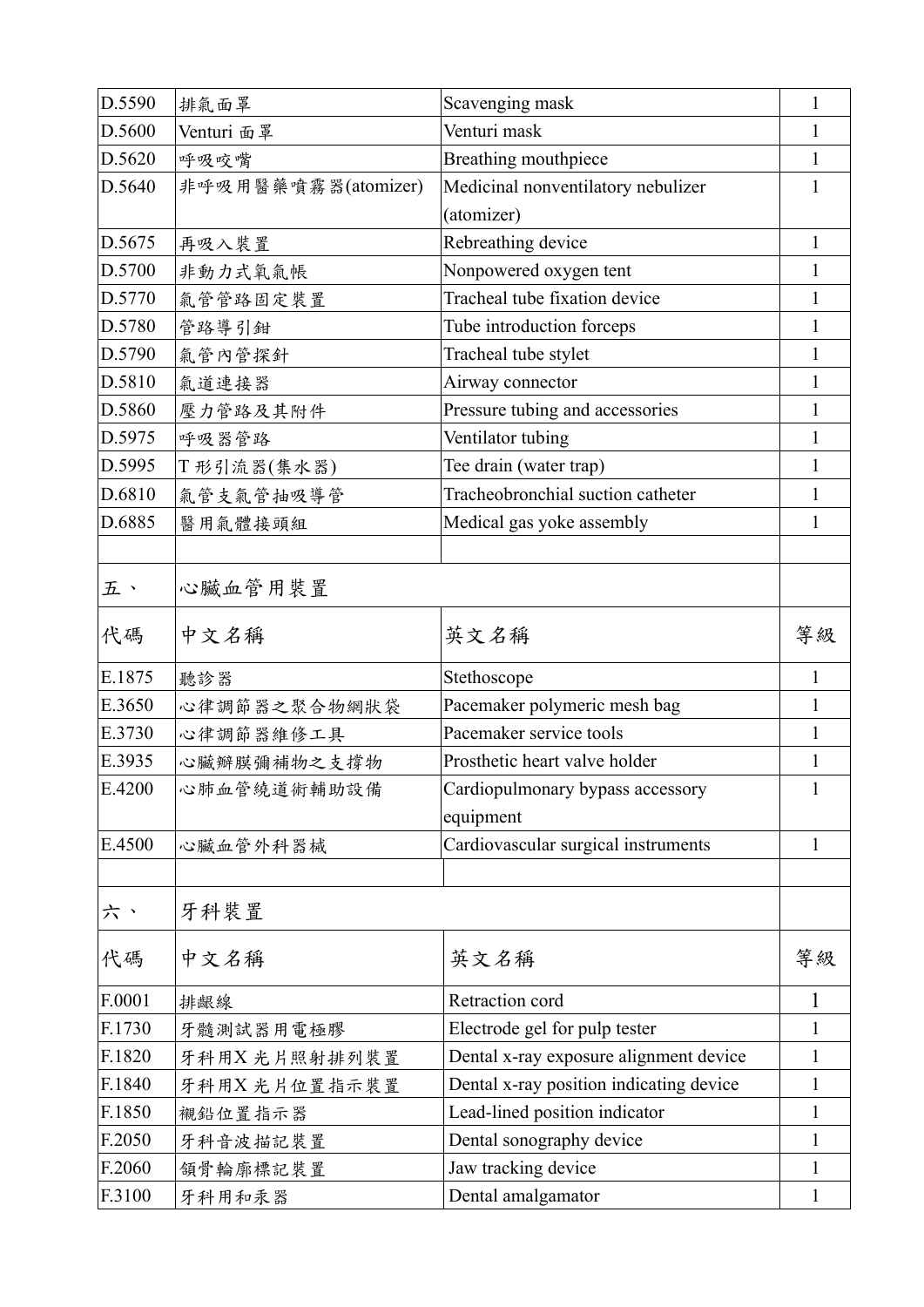| | | | |
|---|---|---|---|
| D.5590 | 排氣面罩 | Scavenging mask | 1 |
| D.5600 | Venturi 面罩 | Venturi mask | 1 |
| D.5620 | 呼吸咬嘴 | Breathing mouthpiece | 1 |
| D.5640 | 非呼吸用醫藥噴霧器(atomizer) | Medicinal nonventilatory nebulizer (atomizer) | 1 |
| D.5675 | 再吸入裝置 | Rebreathing device | 1 |
| D.5700 | 非動力式氧氣帳 | Nonpowered oxygen tent | 1 |
| D.5770 | 氣管管路固定裝置 | Tracheal tube fixation device | 1 |
| D.5780 | 管路導引鉗 | Tube introduction forceps | 1 |
| D.5790 | 氣管內管探針 | Tracheal tube stylet | 1 |
| D.5810 | 氣道連接器 | Airway connector | 1 |
| D.5860 | 壓力管路及其附件 | Pressure tubing and accessories | 1 |
| D.5975 | 呼吸器管路 | Ventilator tubing | 1 |
| D.5995 | T 形引流器(集水器) | Tee drain (water trap) | 1 |
| D.6810 | 氣管支氣管抽吸導管 | Tracheobronchial suction catheter | 1 |
| D.6885 | 醫用氣體接頭組 | Medical gas yoke assembly | 1 |
| | | | |
| 五、 | 心臟血管用裝置 | | |
| 代碼 | 中文名稱 | 英文名稱 | 等級 |
| E.1875 | 聽診器 | Stethoscope | 1 |
| E.3650 | 心律調節器之聚合物網狀袋 | Pacemaker polymeric mesh bag | 1 |
| E.3730 | 心律調節器維修工具 | Pacemaker service tools | 1 |
| E.3935 | 心臟瓣膜彌補物之支撐物 | Prosthetic heart valve holder | 1 |
| E.4200 | 心肺血管繞道術輔助設備 | Cardiopulmonary bypass accessory equipment | 1 |
| E.4500 | 心臟血管外科器械 | Cardiovascular surgical instruments | 1 |
| | | | |
| 六、 | 牙科裝置 | | |
| 代碼 | 中文名稱 | 英文名稱 | 等級 |
| F.0001 | 排齦線 | Retraction cord | 1 |
| F.1730 | 牙髓測試器用電極膠 | Electrode gel for pulp tester | 1 |
| F.1820 | 牙科用X 光片照射排列裝置 | Dental x-ray exposure alignment device | 1 |
| F.1840 | 牙科用X 光片位置指示裝置 | Dental x-ray position indicating device | 1 |
| F.1850 | 襯鉛位置指示器 | Lead-lined position indicator | 1 |
| F.2050 | 牙科音波描記裝置 | Dental sonography device | 1 |
| F.2060 | 頷骨輪廓標記裝置 | Jaw tracking device | 1 |
| F.3100 | 牙科用和汞器 | Dental amalgamator | 1 |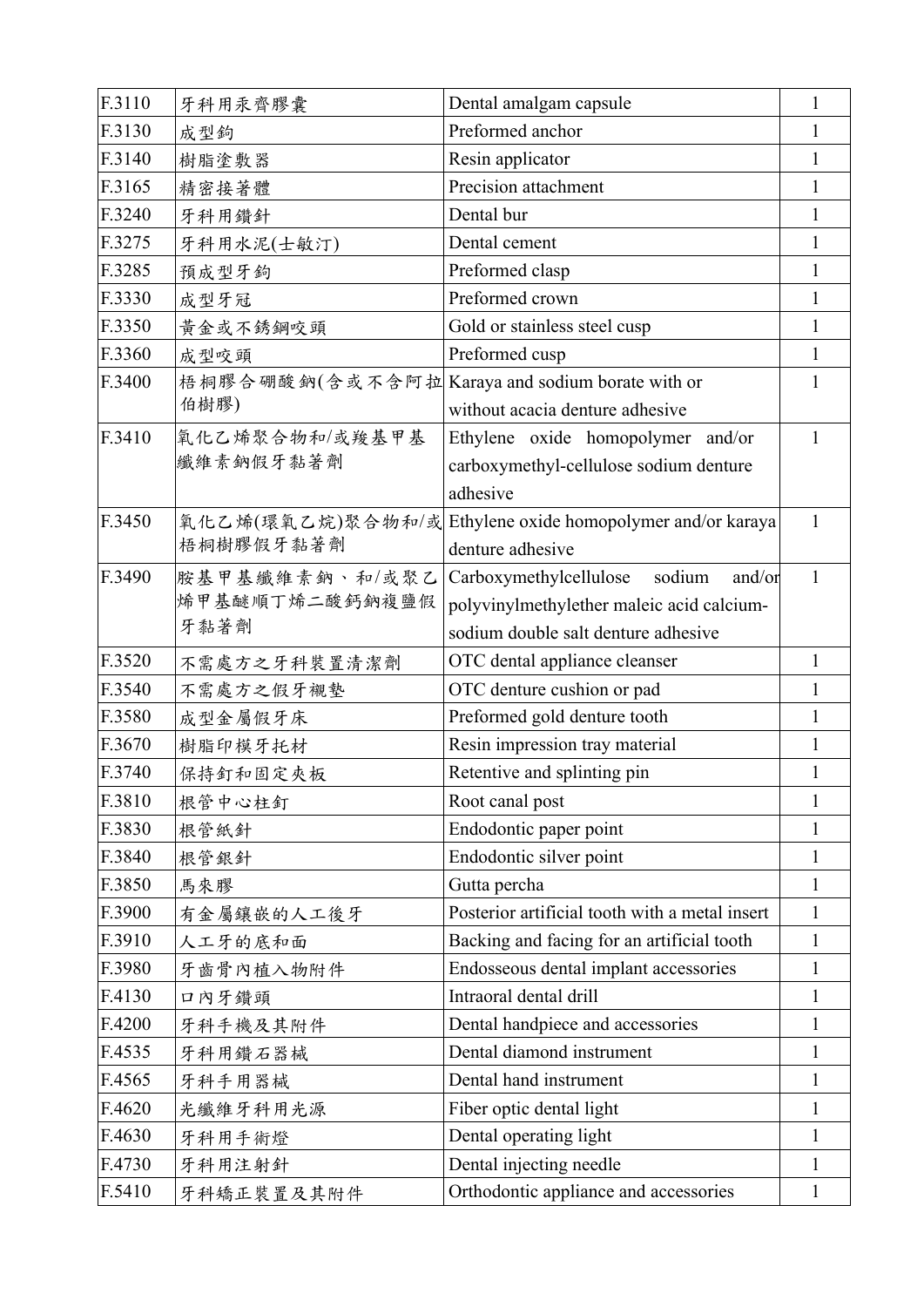| F.3110 | 牙科用汞齊膠囊 | Dental amalgam capsule | 1 |
|---|---|---|---|
| F.3130 | 成型鉤 | Preformed anchor | 1 |
| F.3140 | 樹脂塗敷器 | Resin applicator | 1 |
| F.3165 | 精密接著體 | Precision attachment | 1 |
| F.3240 | 牙科用鑽針 | Dental bur | 1 |
| F.3275 | 牙科用水泥(士敏汀) | Dental cement | 1 |
| F.3285 | 預成型牙鉤 | Preformed clasp | 1 |
| F.3330 | 成型牙冠 | Preformed crown | 1 |
| F.3350 | 黃金或不銹鋼咬頭 | Gold or stainless steel cusp | 1 |
| F.3360 | 成型咬頭 | Preformed cusp | 1 |
| F.3400 | 梧桐膠合硼酸鈉(含或不含阿拉伯樹膠) | Karaya and sodium borate with or without acacia denture adhesive | 1 |
| F.3410 | 氧化乙烯聚合物和/或羧基甲基纖維素鈉假牙黏著劑 | Ethylene oxide homopolymer and/or carboxymethyl-cellulose sodium denture adhesive | 1 |
| F.3450 | 氧化乙烯(環氧乙烷)聚合物和/或梧桐樹膠假牙黏著劑 | Ethylene oxide homopolymer and/or karaya denture adhesive | 1 |
| F.3490 | 胺基甲基纖維素鈉、和/或聚乙烯甲基醚順丁烯二酸鈣鈉複鹽假牙黏著劑 | Carboxymethylcellulose sodium and/or polyvinylmethylether maleic acid calcium-sodium double salt denture adhesive | 1 |
| F.3520 | 不需處方之牙科裝置清潔劑 | OTC dental appliance cleanser | 1 |
| F.3540 | 不需處方之假牙襯墊 | OTC denture cushion or pad | 1 |
| F.3580 | 成型金屬假牙床 | Preformed gold denture tooth | 1 |
| F.3670 | 樹脂印模牙托材 | Resin impression tray material | 1 |
| F.3740 | 保持釘和固定夾板 | Retentive and splinting pin | 1 |
| F.3810 | 根管中心柱釘 | Root canal post | 1 |
| F.3830 | 根管紙針 | Endodontic paper point | 1 |
| F.3840 | 根管銀針 | Endodontic silver point | 1 |
| F.3850 | 馬來膠 | Gutta percha | 1 |
| F.3900 | 有金屬鑲嵌的人工後牙 | Posterior artificial tooth with a metal insert | 1 |
| F.3910 | 人工牙的底和面 | Backing and facing for an artificial tooth | 1 |
| F.3980 | 牙齒骨內植入物附件 | Endosseous dental implant accessories | 1 |
| F.4130 | 口內牙鑽頭 | Intraoral dental drill | 1 |
| F.4200 | 牙科手機及其附件 | Dental handpiece and accessories | 1 |
| F.4535 | 牙科用鑽石器械 | Dental diamond instrument | 1 |
| F.4565 | 牙科手用器械 | Dental hand instrument | 1 |
| F.4620 | 光纖維牙科用光源 | Fiber optic dental light | 1 |
| F.4630 | 牙科用手術燈 | Dental operating light | 1 |
| F.4730 | 牙科用注射針 | Dental injecting needle | 1 |
| F.5410 | 牙科矯正裝置及其附件 | Orthodontic appliance and accessories | 1 |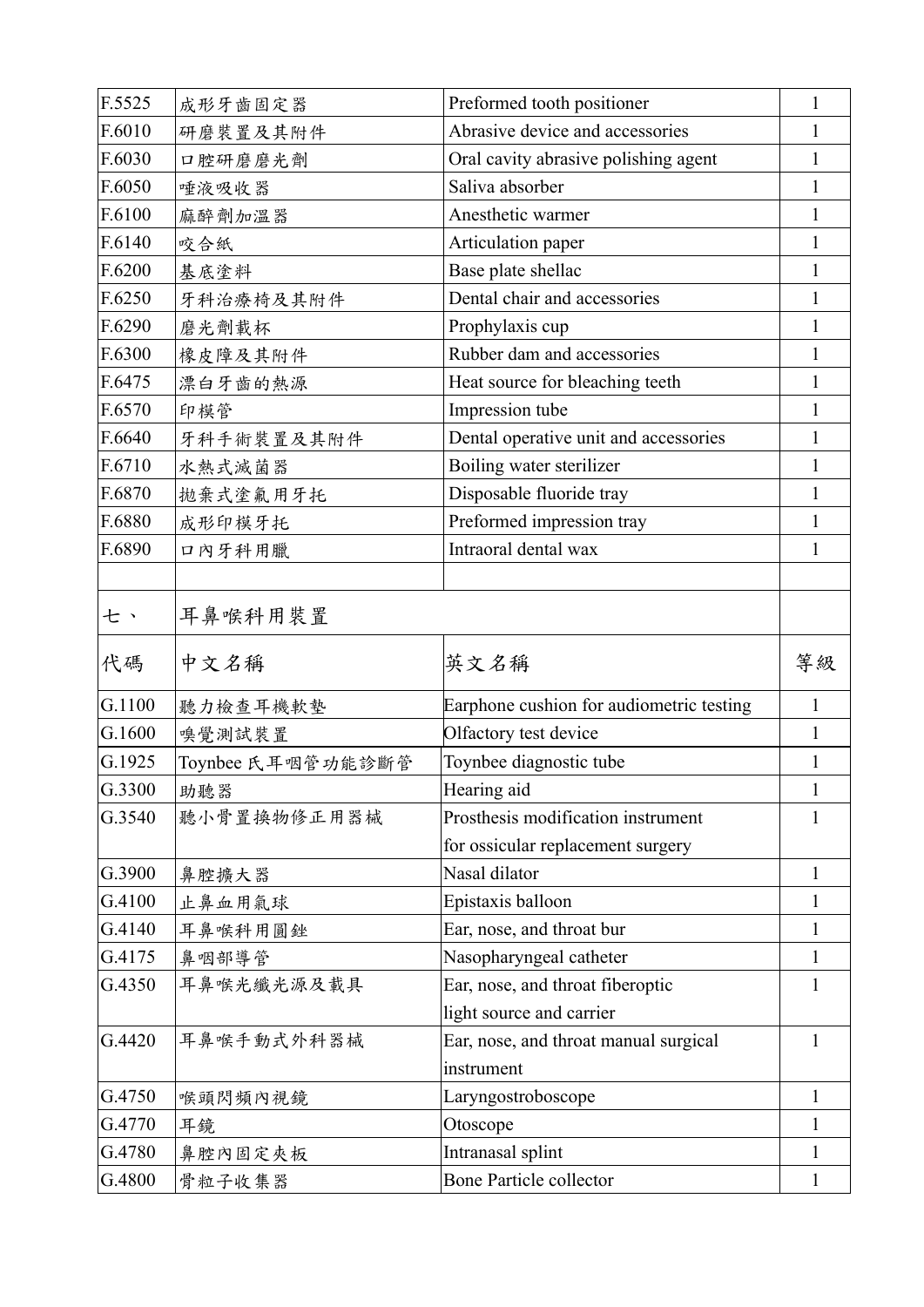| F.5525 | 成形牙齒固定器 | Preformed tooth positioner | 1 |
|---|---|---|---|
| F.6010 | 研磨裝置及其附件 | Abrasive device and accessories | 1 |
| F.6030 | 口腔研磨磨光劑 | Oral cavity abrasive polishing agent | 1 |
| F.6050 | 唾液吸收器 | Saliva absorber | 1 |
| F.6100 | 麻醉劑加溫器 | Anesthetic warmer | 1 |
| F.6140 | 咬合紙 | Articulation paper | 1 |
| F.6200 | 基底塗料 | Base plate shellac | 1 |
| F.6250 | 牙科治療椅及其附件 | Dental chair and accessories | 1 |
| F.6290 | 磨光劑載杯 | Prophylaxis cup | 1 |
| F.6300 | 橡皮障及其附件 | Rubber dam and accessories | 1 |
| F.6475 | 漂白牙齒的熱源 | Heat source for bleaching teeth | 1 |
| F.6570 | 印模管 | Impression tube | 1 |
| F.6640 | 牙科手術裝置及其附件 | Dental operative unit and accessories | 1 |
| F.6710 | 水熱式滅菌器 | Boiling water sterilizer | 1 |
| F.6870 | 拋棄式塗氟用牙托 | Disposable fluoride tray | 1 |
| F.6880 | 成形印模牙托 | Preformed impression tray | 1 |
| F.6890 | 口內牙科用臘 | Intraoral dental wax | 1 |
| | | | |

| 七、 | 耳鼻喉科用裝置 | | |
|---|---|---|---|
| 代碼 | 中文名稱 | 英文名稱 | 等級 |
| G.1100 | 聽力檢查耳機軟墊 | Earphone cushion for audiometric testing | 1 |
| G.1600 | 嗅覺測試裝置 | Olfactory test device | 1 |
| G.1925 | Toynbee 氏耳咽管功能診斷管 | Toynbee diagnostic tube | 1 |
| G.3300 | 助聽器 | Hearing aid | 1 |
| G.3540 | 聽小骨置換物修正用器械 | Prosthesis modification instrument for ossicular replacement surgery | 1 |
| G.3900 | 鼻腔擴大器 | Nasal dilator | 1 |
| G.4100 | 止鼻血用氣球 | Epistaxis balloon | 1 |
| G.4140 | 耳鼻喉科用圓鋰 | Ear, nose, and throat bur | 1 |
| G.4175 | 鼻咽部導管 | Nasopharyngeal catheter | 1 |
| G.4350 | 耳鼻喉光纖光源及載具 | Ear, nose, and throat fiberoptic light source and carrier | 1 |
| G.4420 | 耳鼻喉手動式外科器械 | Ear, nose, and throat manual surgical instrument | 1 |
| G.4750 | 喉頭閃頻內視鏡 | Laryngostroboscope | 1 |
| G.4770 | 耳鏡 | Otoscope | 1 |
| G.4780 | 鼻腔內固定夾板 | Intranasal splint | 1 |
| G.4800 | 骨粒子收集器 | Bone Particle collector | 1 |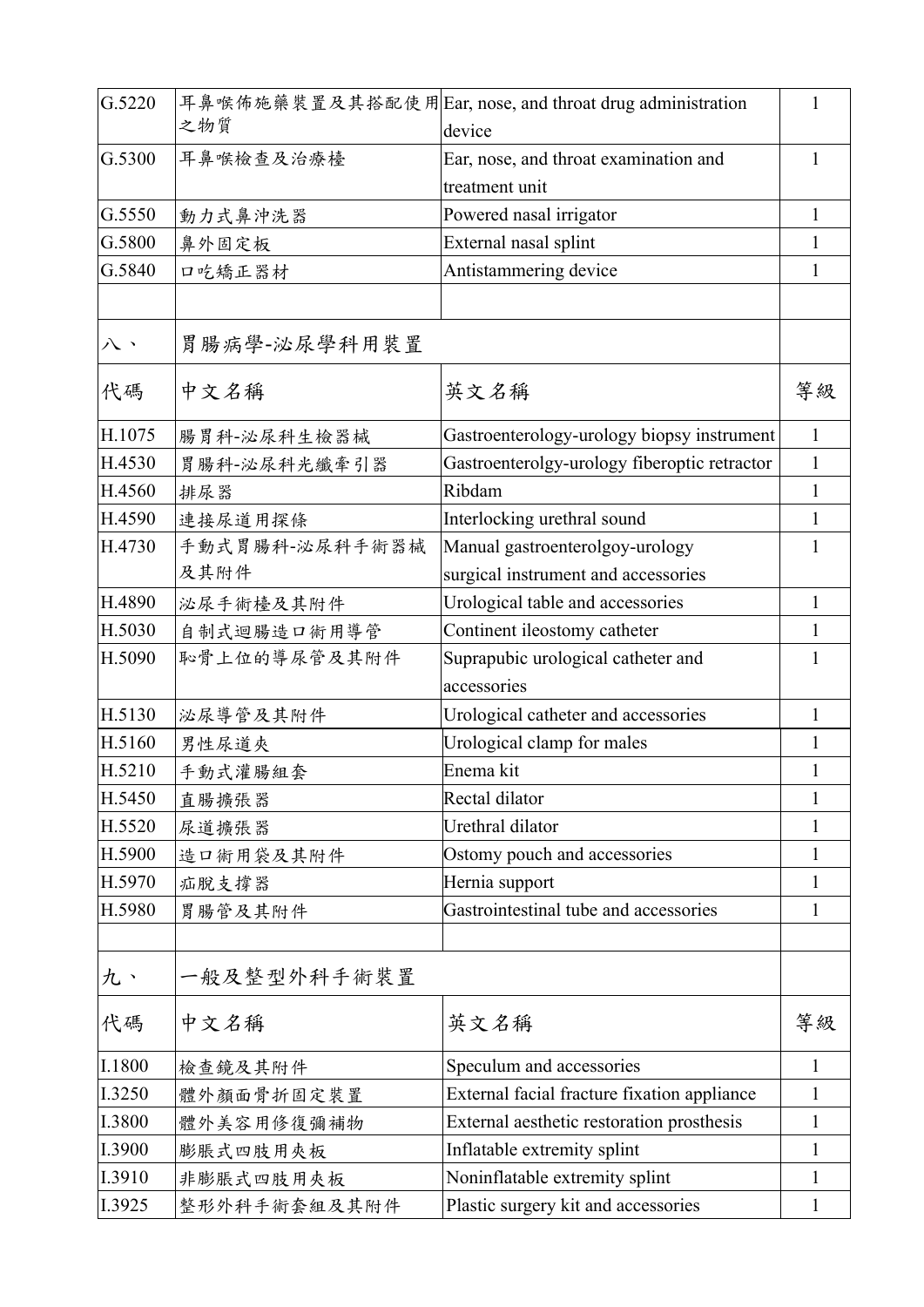| | | | |
|---|---|---|---|
| G.5220 | 耳鼻喉佈施藥裝置及其搭配使用之物質 | Ear, nose, and throat drug administration device | 1 |
| G.5300 | 耳鼻喉檢查及治療檯 | Ear, nose, and throat examination and treatment unit | 1 |
| G.5550 | 動力式鼻沖洗器 | Powered nasal irrigator | 1 |
| G.5800 | 鼻外固定板 | External nasal splint | 1 |
| G.5840 | 口吃矯正器材 | Antistammering device | 1 |
| | | | |
| 八、 | 胃腸病學-泌尿學科用裝置 | | |
| 代碼 | 中文名稱 | 英文名稱 | 等級 |
| H.1075 | 腸胃科-泌尿科生檢器械 | Gastroenterology-urology biopsy instrument | 1 |
| H.4530 | 胃腸科-泌尿科光纖牽引器 | Gastroenterolgy-urology fiberoptic retractor | 1 |
| H.4560 | 排尿器 | Ribdam | 1 |
| H.4590 | 連接尿道用探條 | Interlocking urethral sound | 1 |
| H.4730 | 手動式胃腸科-泌尿科手術器械及其附件 | Manual gastroenterolgoy-urology surgical instrument and accessories | 1 |
| H.4890 | 泌尿手術檯及其附件 | Urological table and accessories | 1 |
| H.5030 | 自制式迴腸造口術用導管 | Continent ileostomy catheter | 1 |
| H.5090 | 恥骨上位的導尿管及其附件 | Suprapubic urological catheter and accessories | 1 |
| H.5130 | 泌尿導管及其附件 | Urological catheter and accessories | 1 |
| H.5160 | 男性尿道夾 | Urological clamp for males | 1 |
| H.5210 | 手動式灌腸組套 | Enema kit | 1 |
| H.5450 | 直腸擴張器 | Rectal dilator | 1 |
| H.5520 | 尿道擴張器 | Urethral dilator | 1 |
| H.5900 | 造口術用袋及其附件 | Ostomy pouch and accessories | 1 |
| H.5970 | 疝脫支撐器 | Hernia support | 1 |
| H.5980 | 胃腸管及其附件 | Gastrointestinal tube and accessories | 1 |
| | | | |
| 九、 | 一般及整型外科手術裝置 | | |
| 代碼 | 中文名稱 | 英文名稱 | 等級 |
| I.1800 | 檢查鏡及其附件 | Speculum and accessories | 1 |
| I.3250 | 體外顏面骨折固定裝置 | External facial fracture fixation appliance | 1 |
| I.3800 | 體外美容用修復彌補物 | External aesthetic restoration prosthesis | 1 |
| I.3900 | 膨脹式四肢用夾板 | Inflatable extremity splint | 1 |
| I.3910 | 非膨脹式四肢用夾板 | Noninflatable extremity splint | 1 |
| I.3925 | 整形外科手術套組及其附件 | Plastic surgery kit and accessories | 1 |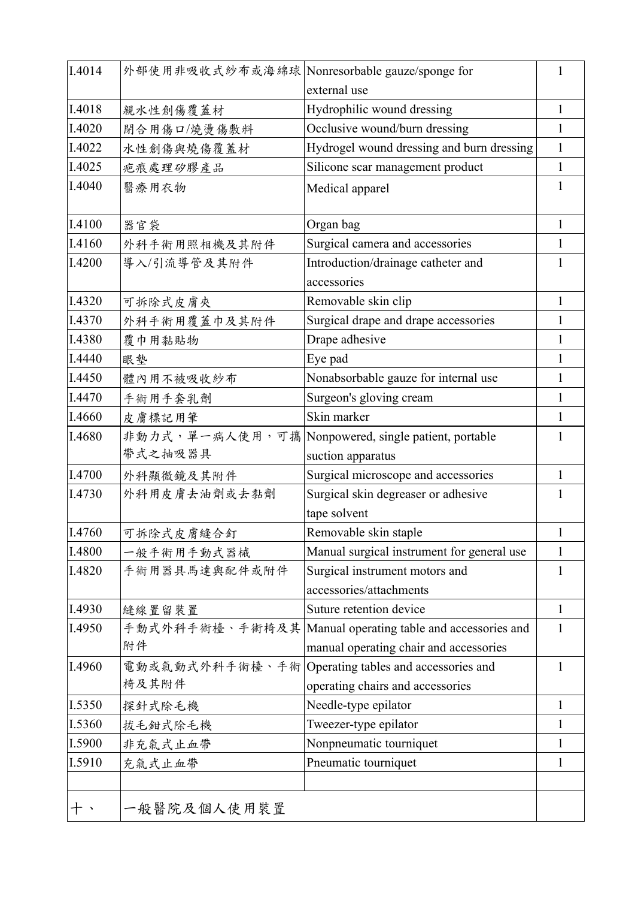| I.4014 | 外部使用非吸收式紗布或海綿球 | Nonresorbable gauze/sponge for external use | 1 |
|---|---|---|---|
| I.4018 | 親水性創傷覆蓋材 | Hydrophilic wound dressing | 1 |
| I.4020 | 閉合用傷口/燒燙傷敷料 | Occlusive wound/burn dressing | 1 |
| I.4022 | 水性創傷與燒傷覆蓋材 | Hydrogel wound dressing and burn dressing | 1 |
| I.4025 | 疤痕處理矽膠產品 | Silicone scar management product | 1 |
| I.4040 | 醫療用衣物 | Medical apparel | 1 |
| I.4100 | 器官袋 | Organ bag | 1 |
| I.4160 | 外科手術用照相機及其附件 | Surgical camera and accessories | 1 |
| I.4200 | 導入/引流導管及其附件 | Introduction/drainage catheter and accessories | 1 |
| I.4320 | 可拆除式皮膚夾 | Removable skin clip | 1 |
| I.4370 | 外科手術用覆蓋巾及其附件 | Surgical drape and drape accessories | 1 |
| I.4380 | 覆巾用黏貼物 | Drape adhesive | 1 |
| I.4440 | 眼墊 | Eye pad | 1 |
| I.4450 | 體內用不被吸收紗布 | Nonabsorbable gauze for internal use | 1 |
| I.4470 | 手術用手套乳劑 | Surgeon's gloving cream | 1 |
| I.4660 | 皮膚標記用筆 | Skin marker | 1 |
| I.4680 | 非動力式，單一病人使用，可攜帶式之抽吸器具 | Nonpowered, single patient, portable suction apparatus | 1 |
| I.4700 | 外科顯微鏡及其附件 | Surgical microscope and accessories | 1 |
| I.4730 | 外科用皮膚去油劑或去黏劑 | Surgical skin degreaser or adhesive tape solvent | 1 |
| I.4760 | 可拆除式皮膚縫合釘 | Removable skin staple | 1 |
| I.4800 | 一般手術用手動式器械 | Manual surgical instrument for general use | 1 |
| I.4820 | 手術用器具馬達與配件或附件 | Surgical instrument motors and accessories/attachments | 1 |
| I.4930 | 縫線置留裝置 | Suture retention device | 1 |
| I.4950 | 手動式外科手術檯、手術椅及其附件 | Manual operating table and accessories and manual operating chair and accessories | 1 |
| I.4960 | 電動或氣動式外科手術檯、手術椅及其附件 | Operating tables and accessories and operating chairs and accessories | 1 |
| I.5350 | 探針式除毛機 | Needle-type epilator | 1 |
| I.5360 | 拔毛鉗式除毛機 | Tweezer-type epilator | 1 |
| I.5900 | 非充氣式止血帶 | Nonpneumatic tourniquet | 1 |
| I.5910 | 充氣式止血帶 | Pneumatic tourniquet | 1 |
| | | | |
| 十、 | 一般醫院及個人使用裝置 | | |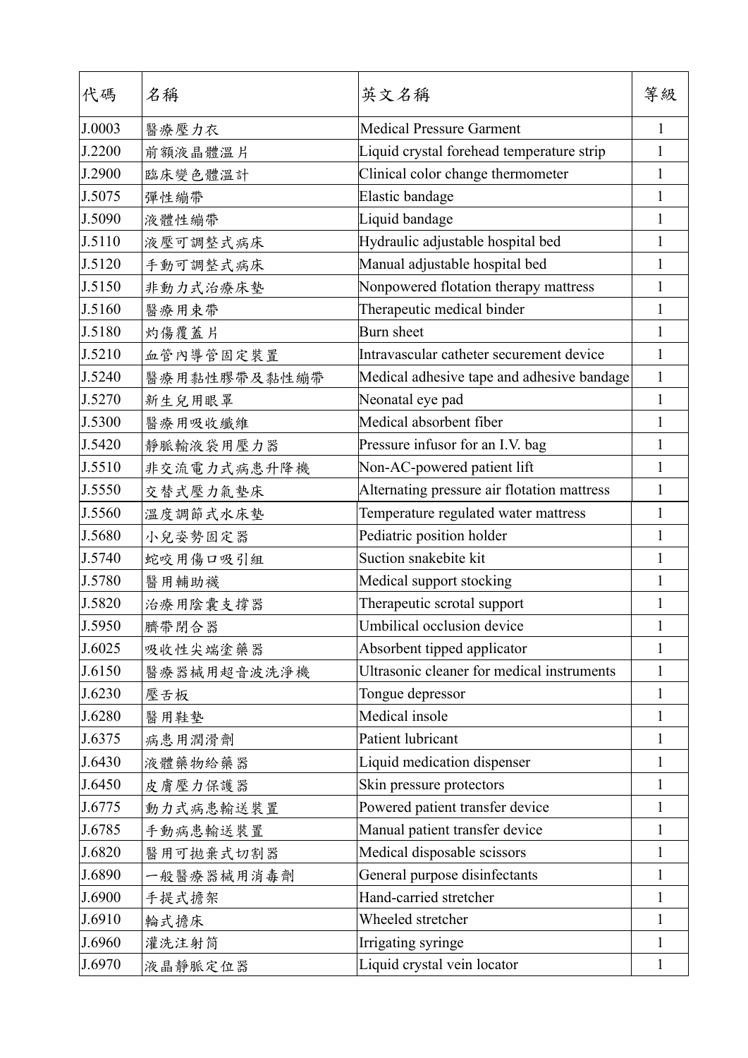| 代碼 | 名稱 | 英文名稱 | 等級 |
| --- | --- | --- | --- |
| J.0003 | 醫療壓力衣 | Medical Pressure Garment | 1 |
| J.2200 | 前額液晶體溫片 | Liquid crystal forehead temperature strip | 1 |
| J.2900 | 臨床變色體溫計 | Clinical color change thermometer | 1 |
| J.5075 | 彈性繃帶 | Elastic bandage | 1 |
| J.5090 | 液體性繃帶 | Liquid bandage | 1 |
| J.5110 | 液壓可調整式病床 | Hydraulic adjustable hospital bed | 1 |
| J.5120 | 手動可調整式病床 | Manual adjustable hospital bed | 1 |
| J.5150 | 非動力式治療床墊 | Nonpowered flotation therapy mattress | 1 |
| J.5160 | 醫療用束帶 | Therapeutic medical binder | 1 |
| J.5180 | 灼傷覆蓋片 | Burn sheet | 1 |
| J.5210 | 血管內導管固定裝置 | Intravascular catheter securement device | 1 |
| J.5240 | 醫療用黏性膠帶及黏性繃帶 | Medical adhesive tape and adhesive bandage | 1 |
| J.5270 | 新生兒用眼罩 | Neonatal eye pad | 1 |
| J.5300 | 醫療用吸收纖維 | Medical absorbent fiber | 1 |
| J.5420 | 靜脈輸液袋用壓力器 | Pressure infusor for an I.V. bag | 1 |
| J.5510 | 非交流電力式病患升降機 | Non-AC-powered patient lift | 1 |
| J.5550 | 交替式壓力氣墊床 | Alternating pressure air flotation mattress | 1 |
| J.5560 | 溫度調節式水床墊 | Temperature regulated water mattress | 1 |
| J.5680 | 小兒姿勢固定器 | Pediatric position holder | 1 |
| J.5740 | 蛇咬用傷口吸引組 | Suction snakebite kit | 1 |
| J.5780 | 醫用輔助襪 | Medical support stocking | 1 |
| J.5820 | 治療用陰囊支撐器 | Therapeutic scrotal support | 1 |
| J.5950 | 臍帶閉合器 | Umbilical occlusion device | 1 |
| J.6025 | 吸收性尖端塗藥器 | Absorbent tipped applicator | 1 |
| J.6150 | 醫療器械用超音波洗淨機 | Ultrasonic cleaner for medical instruments | 1 |
| J.6230 | 壓舌板 | Tongue depressor | 1 |
| J.6280 | 醫用鞋墊 | Medical insole | 1 |
| J.6375 | 病患用潤滑劑 | Patient lubricant | 1 |
| J.6430 | 液體藥物給藥器 | Liquid medication dispenser | 1 |
| J.6450 | 皮膚壓力保護器 | Skin pressure protectors | 1 |
| J.6775 | 動力式病患輸送裝置 | Powered patient transfer device | 1 |
| J.6785 | 手動病患輸送裝置 | Manual patient transfer device | 1 |
| J.6820 | 醫用可拋棄式切割器 | Medical disposable scissors | 1 |
| J.6890 | 一般醫療器械用消毒劑 | General purpose disinfectants | 1 |
| J.6900 | 手提式擔架 | Hand-carried stretcher | 1 |
| J.6910 | 輪式擔床 | Wheeled stretcher | 1 |
| J.6960 | 灌洗注射筒 | Irrigating syringe | 1 |
| J.6970 | 液晶靜脈定位器 | Liquid crystal vein locator | 1 |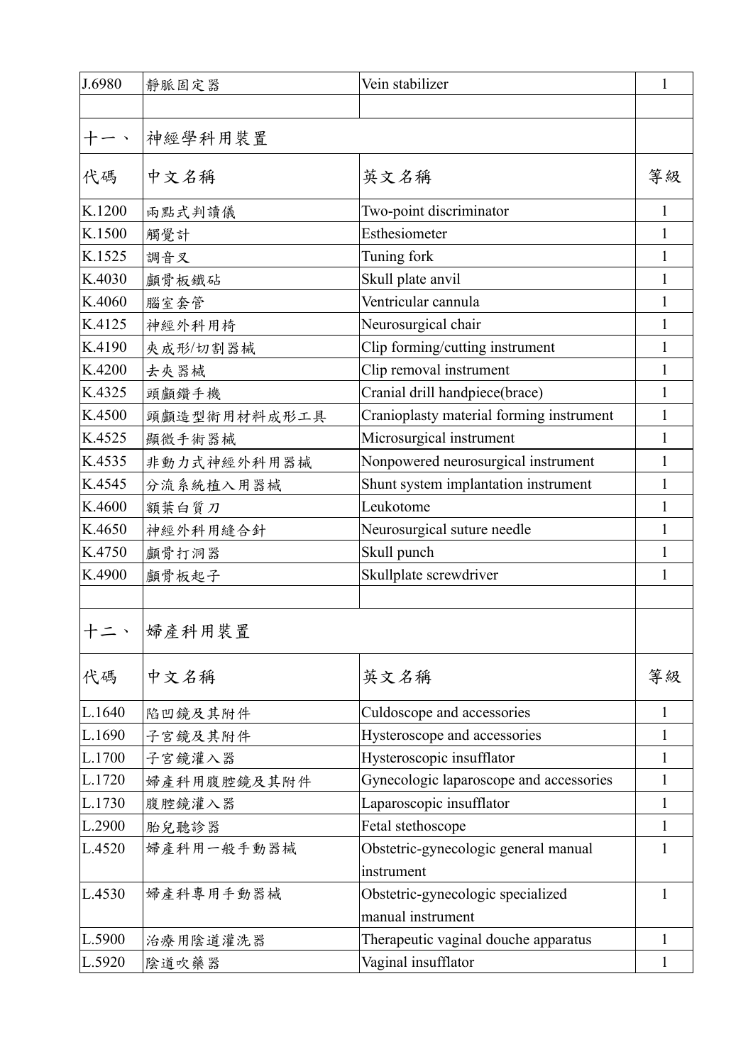| J.6980 | 靜脈固定器 | Vein stabilizer | 1 |
|---|---|---|---|
| | | | |
| 十一、 | 神經學科用裝置 | | |
| 代碼 | 中文名稱 | 英文名稱 | 等級 |
| K.1200 | 兩點式判讀儀 | Two-point discriminator | 1 |
| K.1500 | 觸覺計 | Esthesiometer | 1 |
| K.1525 | 調音叉 | Tuning fork | 1 |
| K.4030 | 顱骨板鐵砧 | Skull plate anvil | 1 |
| K.4060 | 腦室套管 | Ventricular cannula | 1 |
| K.4125 | 神經外科用椅 | Neurosurgical chair | 1 |
| K.4190 | 夾成形/切割器械 | Clip forming/cutting instrument | 1 |
| K.4200 | 去夾器械 | Clip removal instrument | 1 |
| K.4325 | 頭顱鑽手機 | Cranial drill handpiece(brace) | 1 |
| K.4500 | 頭顱造型術用材料成形工具 | Cranioplasty material forming instrument | 1 |
| K.4525 | 顯微手術器械 | Microsurgical instrument | 1 |
| K.4535 | 非動力式神經外科用器械 | Nonpowered neurosurgical instrument | 1 |
| K.4545 | 分流系統植入用器械 | Shunt system implantation instrument | 1 |
| K.4600 | 額葉白質刀 | Leukotome | 1 |
| K.4650 | 神經外科用縫合針 | Neurosurgical suture needle | 1 |
| K.4750 | 顱骨打洞器 | Skull punch | 1 |
| K.4900 | 顱骨板起子 | Skullplate screwdriver | 1 |
| | | | |
| 十二、 | 婦產科用裝置 | | |
| 代碼 | 中文名稱 | 英文名稱 | 等級 |
| L.1640 | 陷凹鏡及其附件 | Culdoscope and accessories | 1 |
| L.1690 | 子宮鏡及其附件 | Hysteroscope and accessories | 1 |
| L.1700 | 子宮鏡灌入器 | Hysteroscopic insufflator | 1 |
| L.1720 | 婦產科用腹腔鏡及其附件 | Gynecologic laparoscope and accessories | 1 |
| L.1730 | 腹腔鏡灌入器 | Laparoscopic insufflator | 1 |
| L.2900 | 胎兒聽診器 | Fetal stethoscope | 1 |
| L.4520 | 婦產科用一般手動器械 | Obstetric-gynecologic general manual instrument | 1 |
| L.4530 | 婦產科專用手動器械 | Obstetric-gynecologic specialized manual instrument | 1 |
| L.5900 | 治療用陰道灌洗器 | Therapeutic vaginal douche apparatus | 1 |
| L.5920 | 陰道吹藥器 | Vaginal insufflator | 1 |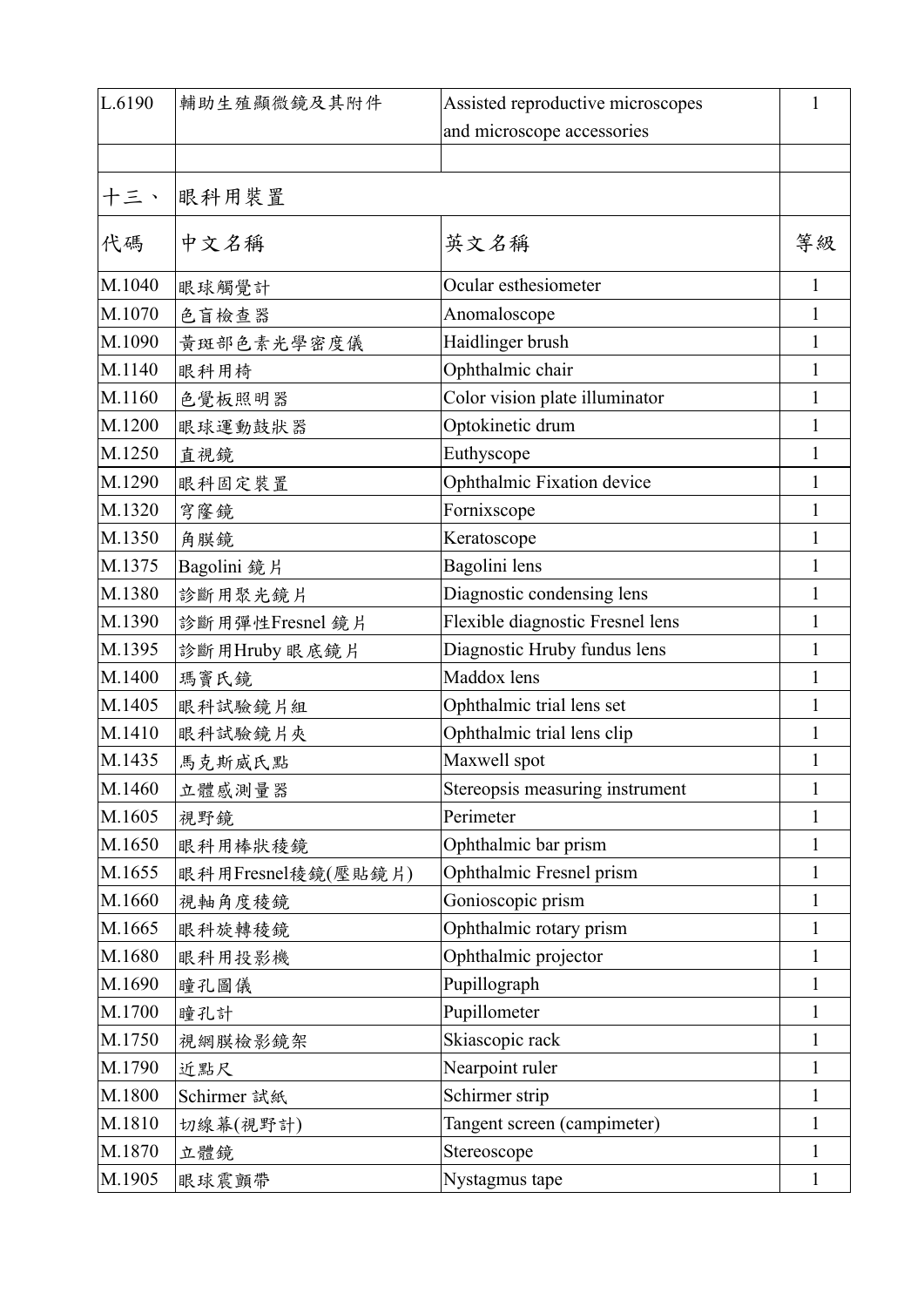| L.6190 | 輔助生殖顯微鏡及其附件 | Assisted reproductive microscopes and microscope accessories | 1 |
|---|---|---|---|
| | | | |
| 十三、 | 眼科用裝置 | | |
| 代碼 | 中文名稱 | 英文名稱 | 等級 |
| M.1040 | 眼球觸覺計 | Ocular esthesiometer | 1 |
| M.1070 | 色盲檢查器 | Anomaloscope | 1 |
| M.1090 | 黃斑部色素光學密度儀 | Haidlinger brush | 1 |
| M.1140 | 眼科用椅 | Ophthalmic chair | 1 |
| M.1160 | 色覺板照明器 | Color vision plate illuminator | 1 |
| M.1200 | 眼球運動鼓狀器 | Optokinetic drum | 1 |
| M.1250 | 直視鏡 | Euthyscope | 1 |
| M.1290 | 眼科固定裝置 | Ophthalmic Fixation device | 1 |
| M.1320 | 穹窿鏡 | Fornixscope | 1 |
| M.1350 | 角膜鏡 | Keratoscope | 1 |
| M.1375 | Bagolini 鏡片 | Bagolini lens | 1 |
| M.1380 | 診斷用聚光鏡片 | Diagnostic condensing lens | 1 |
| M.1390 | 診斷用彈性Fresnel 鏡片 | Flexible diagnostic Fresnel lens | 1 |
| M.1395 | 診斷用Hruby 眼底鏡片 | Diagnostic Hruby fundus lens | 1 |
| M.1400 | 瑪竇氏鏡 | Maddox lens | 1 |
| M.1405 | 眼科試驗鏡片組 | Ophthalmic trial lens set | 1 |
| M.1410 | 眼科試驗鏡片夾 | Ophthalmic trial lens clip | 1 |
| M.1435 | 馬克斯威氏點 | Maxwell spot | 1 |
| M.1460 | 立體感測量器 | Stereopsis measuring instrument | 1 |
| M.1605 | 視野鏡 | Perimeter | 1 |
| M.1650 | 眼科用棒狀稜鏡 | Ophthalmic bar prism | 1 |
| M.1655 | 眼科用Fresnel稜鏡(壓貼鏡片) | Ophthalmic Fresnel prism | 1 |
| M.1660 | 視軸角度稜鏡 | Gonioscopic prism | 1 |
| M.1665 | 眼科旋轉稜鏡 | Ophthalmic rotary prism | 1 |
| M.1680 | 眼科用投影機 | Ophthalmic projector | 1 |
| M.1690 | 瞳孔圖儀 | Pupillograph | 1 |
| M.1700 | 瞳孔計 | Pupillometer | 1 |
| M.1750 | 視網膜檢影鏡架 | Skiascopic rack | 1 |
| M.1790 | 近點尺 | Nearpoint ruler | 1 |
| M.1800 | Schirmer 試紙 | Schirmer strip | 1 |
| M.1810 | 切線幕(視野計) | Tangent screen (campimeter) | 1 |
| M.1870 | 立體鏡 | Stereoscope | 1 |
| M.1905 | 眼球震顫帶 | Nystagmus tape | 1 |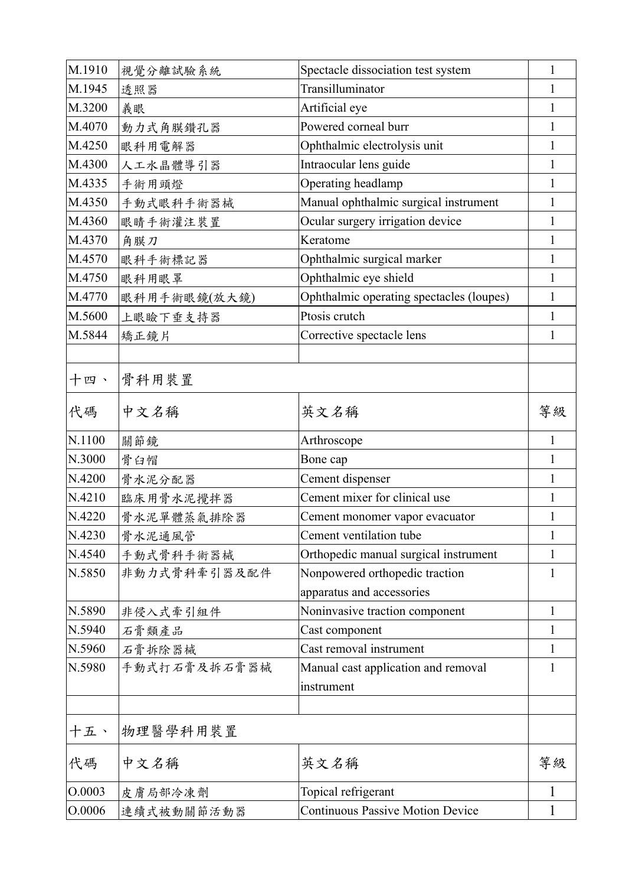| | | | |
|---|---|---|---|
| M.1910 | 視覺分離試驗系統 | Spectacle dissociation test system | 1 |
| M.1945 | 透照器 | Transilluminator | 1 |
| M.3200 | 義眼 | Artificial eye | 1 |
| M.4070 | 動力式角膜鑽孔器 | Powered corneal burr | 1 |
| M.4250 | 眼科用電解器 | Ophthalmic electrolysis unit | 1 |
| M.4300 | 人工水晶體導引器 | Intraocular lens guide | 1 |
| M.4335 | 手術用頭燈 | Operating headlamp | 1 |
| M.4350 | 手動式眼科手術器械 | Manual ophthalmic surgical instrument | 1 |
| M.4360 | 眼睛手術灌注裝置 | Ocular surgery irrigation device | 1 |
| M.4370 | 角膜刀 | Keratome | 1 |
| M.4570 | 眼科手術標記器 | Ophthalmic surgical marker | 1 |
| M.4750 | 眼科用眼罩 | Ophthalmic eye shield | 1 |
| M.4770 | 眼科用手術眼鏡(放大鏡) | Ophthalmic operating spectacles (loupes) | 1 |
| M.5600 | 上眼瞼下垂支持器 | Ptosis crutch | 1 |
| M.5844 | 矯正鏡片 | Corrective spectacle lens | 1 |

## 十四、骨科用裝置

| 代碼 | 中文名稱 | 英文名稱 | 等級 |
|---|---|---|---|
| N.1100 | 關節鏡 | Arthroscope | 1 |
| N.3000 | 骨臼帽 | Bone cap | 1 |
| N.4200 | 骨水泥分配器 | Cement dispenser | 1 |
| N.4210 | 臨床用骨水泥攪拌器 | Cement mixer for clinical use | 1 |
| N.4220 | 骨水泥單體蒸氣排除器 | Cement monomer vapor evacuator | 1 |
| N.4230 | 骨水泥通風管 | Cement ventilation tube | 1 |
| N.4540 | 手動式骨科手術器械 | Orthopedic manual surgical instrument | 1 |
| N.5850 | 非動力式骨科牽引器及配件 | Nonpowered orthopedic traction apparatus and accessories | 1 |
| N.5890 | 非侵入式牽引組件 | Noninvasive traction component | 1 |
| N.5940 | 石膏類產品 | Cast component | 1 |
| N.5960 | 石膏拆除器械 | Cast removal instrument | 1 |
| N.5980 | 手動式打石膏及拆石膏器械 | Manual cast application and removal instrument | 1 |

## 十五、物理醫學科用裝置

| 代碼 | 中文名稱 | 英文名稱 | 等級 |
|---|---|---|---|
| O.0003 | 皮膚局部冷凍劑 | Topical refrigerant | 1 |
| O.0006 | 連續式被動關節活動器 | Continuous Passive Motion Device | 1 |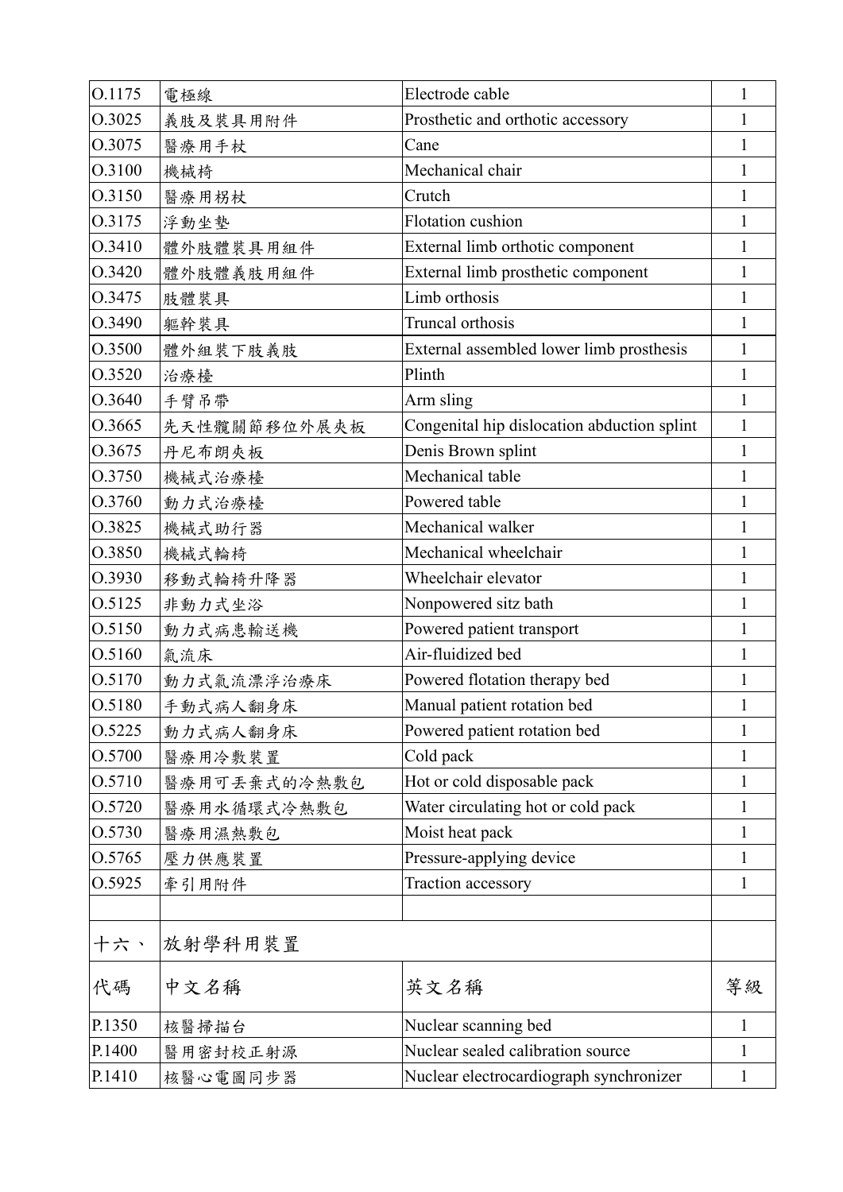| O.1175 | 電極線 | Electrode cable | 1 |
|---|---|---|---|
| O.3025 | 義肢及裝具用附件 | Prosthetic and orthotic accessory | 1 |
| O.3075 | 醫療用手杖 | Cane | 1 |
| O.3100 | 機械椅 | Mechanical chair | 1 |
| O.3150 | 醫療用枴杖 | Crutch | 1 |
| O.3175 | 浮動坐墊 | Flotation cushion | 1 |
| O.3410 | 體外肢體裝具用組件 | External limb orthotic component | 1 |
| O.3420 | 體外肢體義肢用組件 | External limb prosthetic component | 1 |
| O.3475 | 肢體裝具 | Limb orthosis | 1 |
| O.3490 | 軀幹裝具 | Truncal orthosis | 1 |
| O.3500 | 體外組裝下肢義肢 | External assembled lower limb prosthesis | 1 |
| O.3520 | 治療檯 | Plinth | 1 |
| O.3640 | 手臂吊帶 | Arm sling | 1 |
| O.3665 | 先天性髖關節移位外展夾板 | Congenital hip dislocation abduction splint | 1 |
| O.3675 | 丹尼布朗夾板 | Denis Brown splint | 1 |
| O.3750 | 機械式治療檯 | Mechanical table | 1 |
| O.3760 | 動力式治療檯 | Powered table | 1 |
| O.3825 | 機械式助行器 | Mechanical walker | 1 |
| O.3850 | 機械式輪椅 | Mechanical wheelchair | 1 |
| O.3930 | 移動式輪椅升降器 | Wheelchair elevator | 1 |
| O.5125 | 非動力式坐浴 | Nonpowered sitz bath | 1 |
| O.5150 | 動力式病患輸送機 | Powered patient transport | 1 |
| O.5160 | 氣流床 | Air-fluidized bed | 1 |
| O.5170 | 動力式氣流漂浮治療床 | Powered flotation therapy bed | 1 |
| O.5180 | 手動式病人翻身床 | Manual patient rotation bed | 1 |
| O.5225 | 動力式病人翻身床 | Powered patient rotation bed | 1 |
| O.5700 | 醫療用冷敷裝置 | Cold pack | 1 |
| O.5710 | 醫療用可丟棄式的冷熱敷包 | Hot or cold disposable pack | 1 |
| O.5720 | 醫療用水循環式冷熱敷包 | Water circulating hot or cold pack | 1 |
| O.5730 | 醫療用濕熱敷包 | Moist heat pack | 1 |
| O.5765 | 壓力供應裝置 | Pressure-applying device | 1 |
| O.5925 | 牽引用附件 | Traction accessory | 1 |
| | | | |
| 十六、 | 放射學科用裝置 | | |
| 代碼 | 中文名稱 | 英文名稱 | 等級 |
| P.1350 | 核醫掃描台 | Nuclear scanning bed | 1 |
| P.1400 | 醫用密封校正射源 | Nuclear sealed calibration source | 1 |
| P.1410 | 核醫心電圖同步器 | Nuclear electrocardiograph synchronizer | 1 |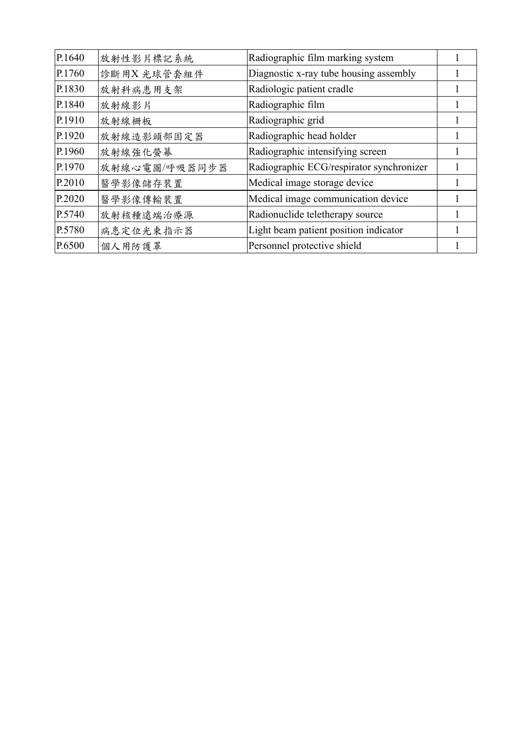| | | | |
|---|---|---|---|
| P.1640 | 放射性影片標記系統 | Radiographic film marking system | 1 |
| P.1760 | 診斷用X 光球管套組件 | Diagnostic x-ray tube housing assembly | 1 |
| P.1830 | 放射科病患用支架 | Radiologic patient cradle | 1 |
| P.1840 | 放射線影片 | Radiographic film | 1 |
| P.1910 | 放射線柵板 | Radiographic grid | 1 |
| P.1920 | 放射線造影頭部固定器 | Radiographic head holder | 1 |
| P.1960 | 放射線強化螢幕 | Radiographic intensifying screen | 1 |
| P.1970 | 放射線心電圖/呼吸器同步器 | Radiographic ECG/respirator synchronizer | 1 |
| P.2010 | 醫學影像儲存裝置 | Medical image storage device | 1 |
| P.2020 | 醫學影像傳輸裝置 | Medical image communication device | 1 |
| P.5740 | 放射核種遠端治療源 | Radionuclide teletherapy source | 1 |
| P.5780 | 病患定位光束指示器 | Light beam patient position indicator | 1 |
| P.6500 | 個人用防護罩 | Personnel protective shield | 1 |